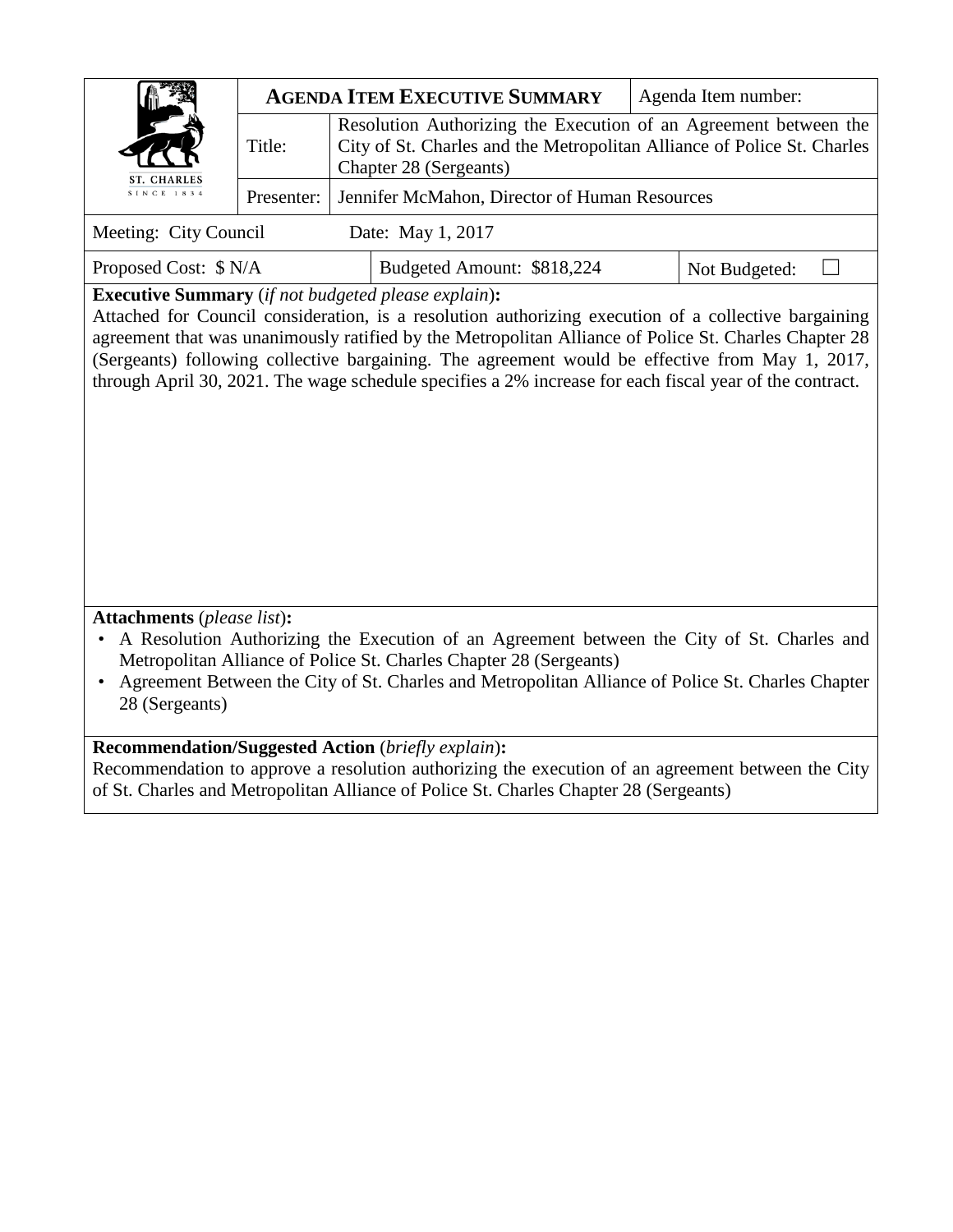| ST. CHARLES SINCE 1834 | **AGENDA ITEM EXECUTIVE SUMMARY** | | Agenda Item number: |
|---|---|---|---|
| | Title: | Resolution Authorizing the Execution of an Agreement between the City of St. Charles and the Metropolitan Alliance of Police St. Charles Chapter 28 (Sergeants) | |
| | Presenter: | Jennifer McMahon, Director of Human Resources | |

| Meeting: City Council | Date: May 1, 2017 | |
|---|---|---|
| Proposed Cost: $ N/A | Budgeted Amount: $818,224 | Not Budgeted: ☐ |

**Executive Summary** (*if not budgeted please explain*)**:**
Attached for Council consideration, is a resolution authorizing execution of a collective bargaining agreement that was unanimously ratified by the Metropolitan Alliance of Police St. Charles Chapter 28 (Sergeants) following collective bargaining. The agreement would be effective from May 1, 2017, through April 30, 2021. The wage schedule specifies a 2% increase for each fiscal year of the contract.

**Attachments** (*please list*)**:**

- A Resolution Authorizing the Execution of an Agreement between the City of St. Charles and Metropolitan Alliance of Police St. Charles Chapter 28 (Sergeants)
- Agreement Between the City of St. Charles and Metropolitan Alliance of Police St. Charles Chapter 28 (Sergeants)

**Recommendation/Suggested Action** (*briefly explain*)**:**
Recommendation to approve a resolution authorizing the execution of an agreement between the City of St. Charles and Metropolitan Alliance of Police St. Charles Chapter 28 (Sergeants)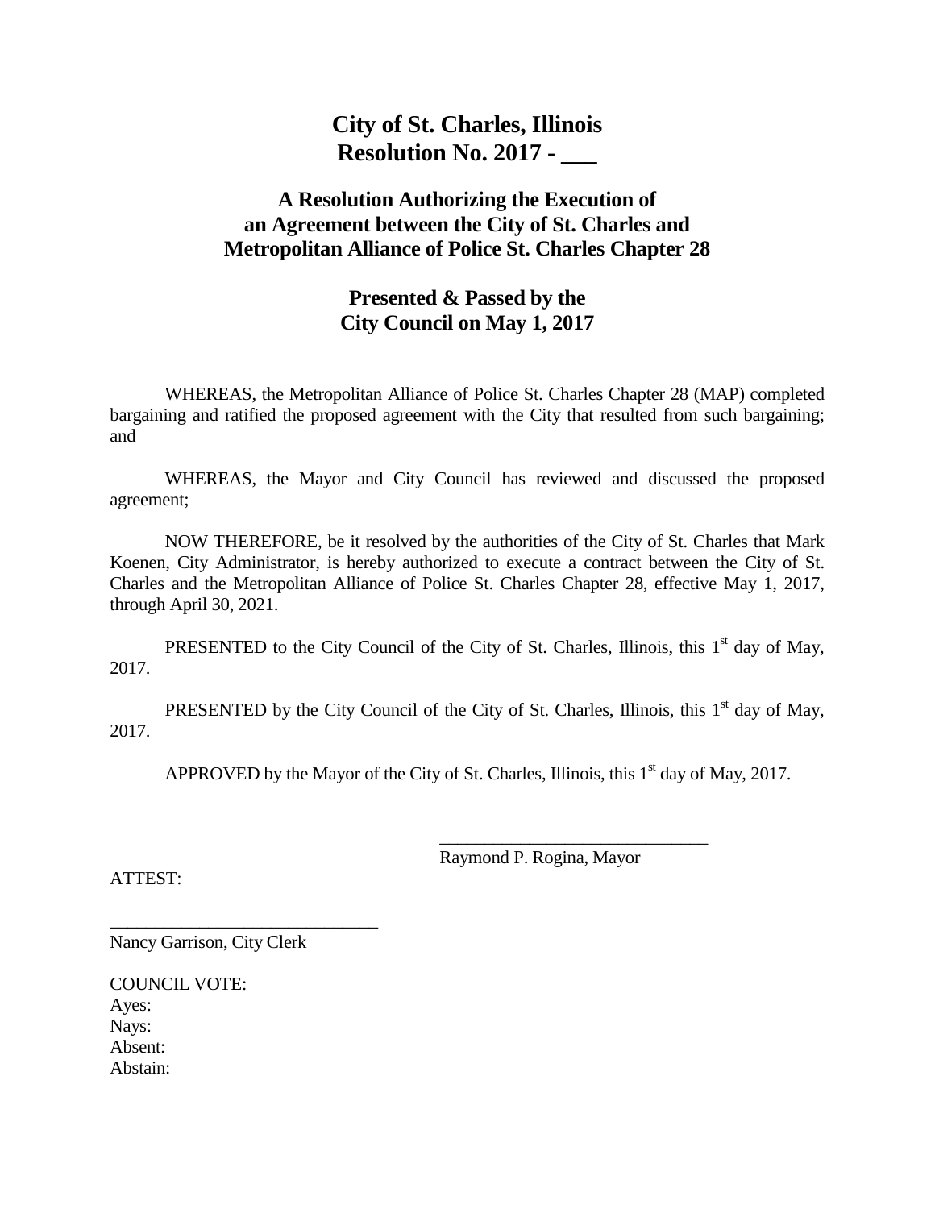# City of St. Charles, Illinois
# Resolution No. 2017 - ___

## A Resolution Authorizing the Execution of an Agreement between the City of St. Charles and Metropolitan Alliance of Police St. Charles Chapter 28

## Presented & Passed by the City Council on May 1, 2017

WHEREAS, the Metropolitan Alliance of Police St. Charles Chapter 28 (MAP) completed bargaining and ratified the proposed agreement with the City that resulted from such bargaining; and

WHEREAS, the Mayor and City Council has reviewed and discussed the proposed agreement;

NOW THEREFORE, be it resolved by the authorities of the City of St. Charles that Mark Koenen, City Administrator, is hereby authorized to execute a contract between the City of St. Charles and the Metropolitan Alliance of Police St. Charles Chapter 28, effective May 1, 2017, through April 30, 2021.

PRESENTED to the City Council of the City of St. Charles, Illinois, this 1st day of May, 2017.

PRESENTED by the City Council of the City of St. Charles, Illinois, this 1st day of May, 2017.

APPROVED by the Mayor of the City of St. Charles, Illinois, this 1st day of May, 2017.

______________________________
Raymond P. Rogina, Mayor

ATTEST:

______________________________
Nancy Garrison, City Clerk

COUNCIL VOTE:
Ayes:
Nays:
Absent:
Abstain: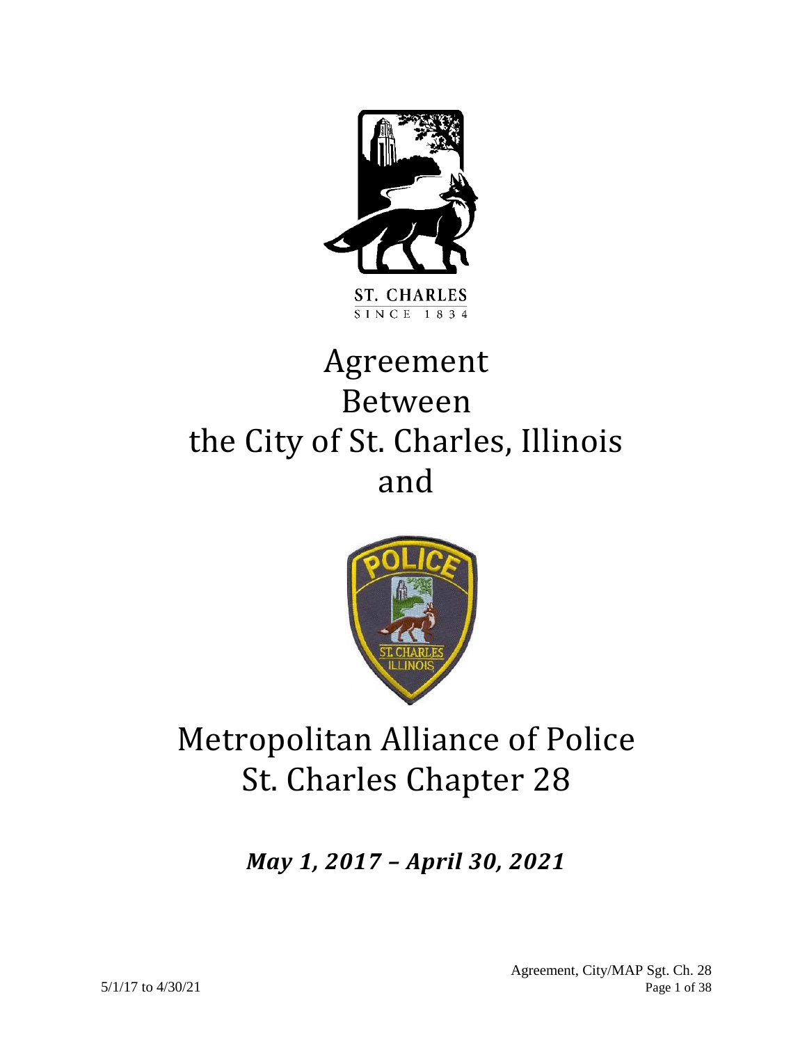ST. CHARLES

SINCE 1834

# Agreement Between the City of St. Charles, Illinois and

# Metropolitan Alliance of Police St. Charles Chapter 28

***May 1, 2017 – April 30, 2021***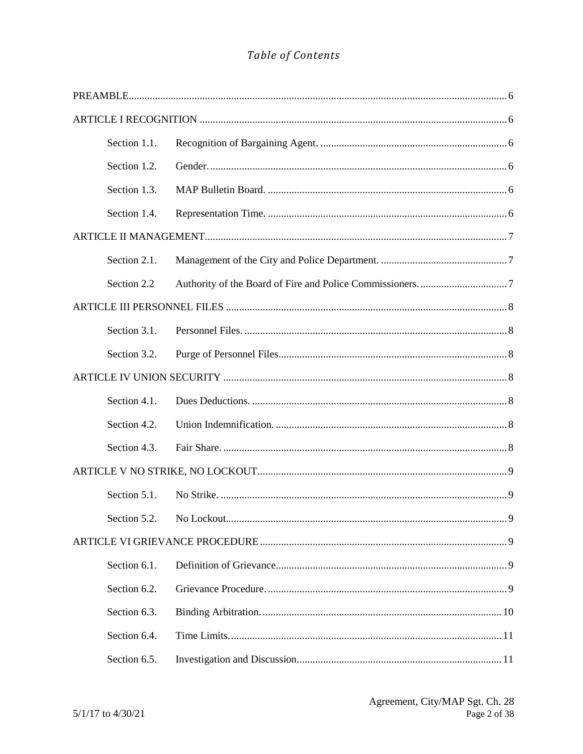# *Table of Contents*

PREAMBLE ........ 6

ARTICLE I RECOGNITION ........ 6

- Section 1.1. Recognition of Bargaining Agent. ........ 6
- Section 1.2. Gender. ........ 6
- Section 1.3. MAP Bulletin Board. ........ 6
- Section 1.4. Representation Time. ........ 6

ARTICLE II MANAGEMENT ........ 7

- Section 2.1. Management of the City and Police Department. ........ 7
- Section 2.2 Authority of the Board of Fire and Police Commissioners. ........ 7

ARTICLE III PERSONNEL FILES ........ 8

- Section 3.1. Personnel Files. ........ 8
- Section 3.2. Purge of Personnel Files ........ 8

ARTICLE IV UNION SECURITY ........ 8

- Section 4.1. Dues Deductions. ........ 8
- Section 4.2. Union Indemnification. ........ 8
- Section 4.3. Fair Share. ........ 8

ARTICLE V NO STRIKE, NO LOCKOUT ........ 9

- Section 5.1. No Strike. ........ 9
- Section 5.2. No Lockout ........ 9

ARTICLE VI GRIEVANCE PROCEDURE ........ 9

- Section 6.1. Definition of Grievance ........ 9
- Section 6.2. Grievance Procedure. ........ 9
- Section 6.3. Binding Arbitration. ........ 10
- Section 6.4. Time Limits. ........ 11
- Section 6.5. Investigation and Discussion ........ 11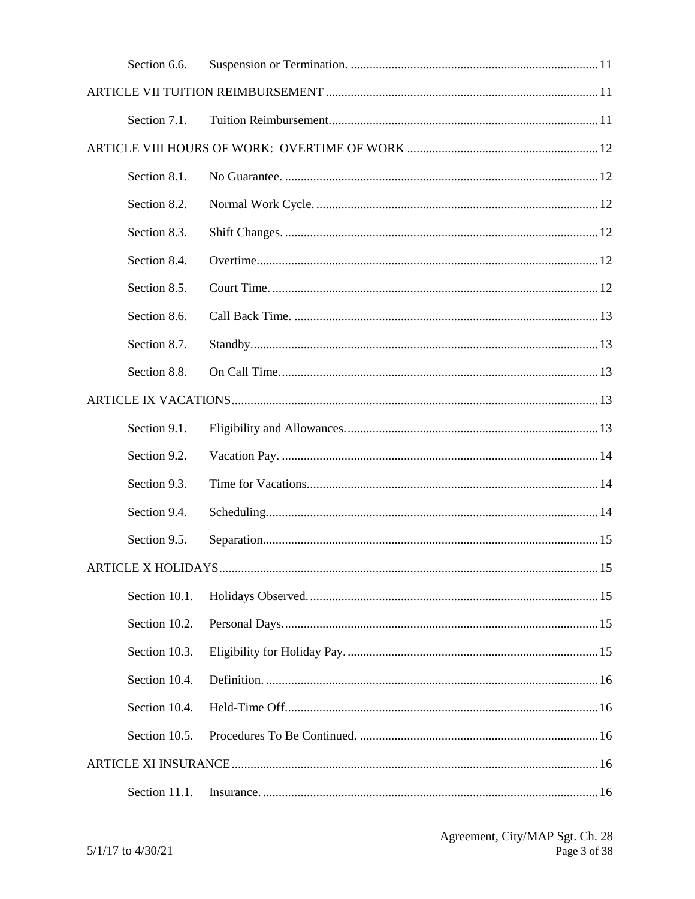| | | |
|---|---|---|
| Section 6.6. | Suspension or Termination. | 11 |
| ARTICLE VII TUITION REIMBURSEMENT | | 11 |
| Section 7.1. | Tuition Reimbursement. | 11 |
| ARTICLE VIII HOURS OF WORK: OVERTIME OF WORK | | 12 |
| Section 8.1. | No Guarantee. | 12 |
| Section 8.2. | Normal Work Cycle. | 12 |
| Section 8.3. | Shift Changes. | 12 |
| Section 8.4. | Overtime. | 12 |
| Section 8.5. | Court Time. | 12 |
| Section 8.6. | Call Back Time. | 13 |
| Section 8.7. | Standby. | 13 |
| Section 8.8. | On Call Time. | 13 |
| ARTICLE IX VACATIONS | | 13 |
| Section 9.1. | Eligibility and Allowances. | 13 |
| Section 9.2. | Vacation Pay. | 14 |
| Section 9.3. | Time for Vacations. | 14 |
| Section 9.4. | Scheduling. | 14 |
| Section 9.5. | Separation. | 15 |
| ARTICLE X HOLIDAYS | | 15 |
| Section 10.1. | Holidays Observed. | 15 |
| Section 10.2. | Personal Days. | 15 |
| Section 10.3. | Eligibility for Holiday Pay. | 15 |
| Section 10.4. | Definition. | 16 |
| Section 10.4. | Held-Time Off. | 16 |
| Section 10.5. | Procedures To Be Continued. | 16 |
| ARTICLE XI INSURANCE | | 16 |
| Section 11.1. | Insurance. | 16 |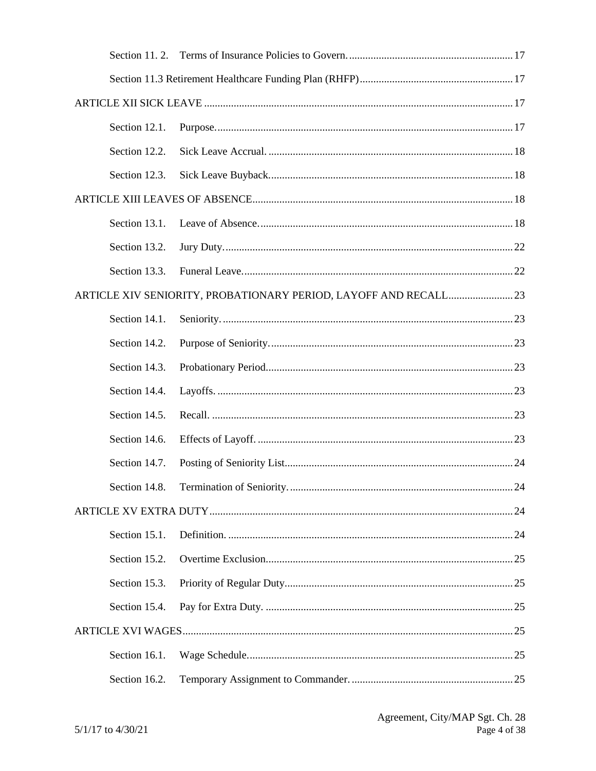Section 11. 2. Terms of Insurance Policies to Govern. ............................................................. 17

Section 11.3 Retirement Healthcare Funding Plan (RHFP)......................................................... 17

ARTICLE XII SICK LEAVE .................................................................................................... 17

Section 12.1. Purpose. ............................................................................................. 17

Section 12.2. Sick Leave Accrual. ........................................................................... 18

Section 12.3. Sick Leave Buyback. .......................................................................... 18

ARTICLE XIII LEAVES OF ABSENCE ..................................................................................... 18

Section 13.1. Leave of Absence. .............................................................................. 18

Section 13.2. Jury Duty. ........................................................................................... 22

Section 13.3. Funeral Leave. .................................................................................... 22

ARTICLE XIV SENIORITY, PROBATIONARY PERIOD, LAYOFF AND RECALL ........................ 23

Section 14.1. Seniority. ............................................................................................ 23

Section 14.2. Purpose of Seniority. .......................................................................... 23

Section 14.3. Probationary Period. ........................................................................... 23

Section 14.4. Layoffs. .............................................................................................. 23

Section 14.5. Recall. ................................................................................................ 23

Section 14.6. Effects of Layoff. ............................................................................... 23

Section 14.7. Posting of Seniority List. .................................................................... 24

Section 14.8. Termination of Seniority. .................................................................... 24

ARTICLE XV EXTRA DUTY ................................................................................................. 24

Section 15.1. Definition. .......................................................................................... 24

Section 15.2. Overtime Exclusion. ........................................................................... 25

Section 15.3. Priority of Regular Duty. .................................................................... 25

Section 15.4. Pay for Extra Duty. ............................................................................ 25

ARTICLE XVI WAGES ......................................................................................................... 25

Section 16.1. Wage Schedule. .................................................................................. 25

Section 16.2. Temporary Assignment to Commander. ............................................ 25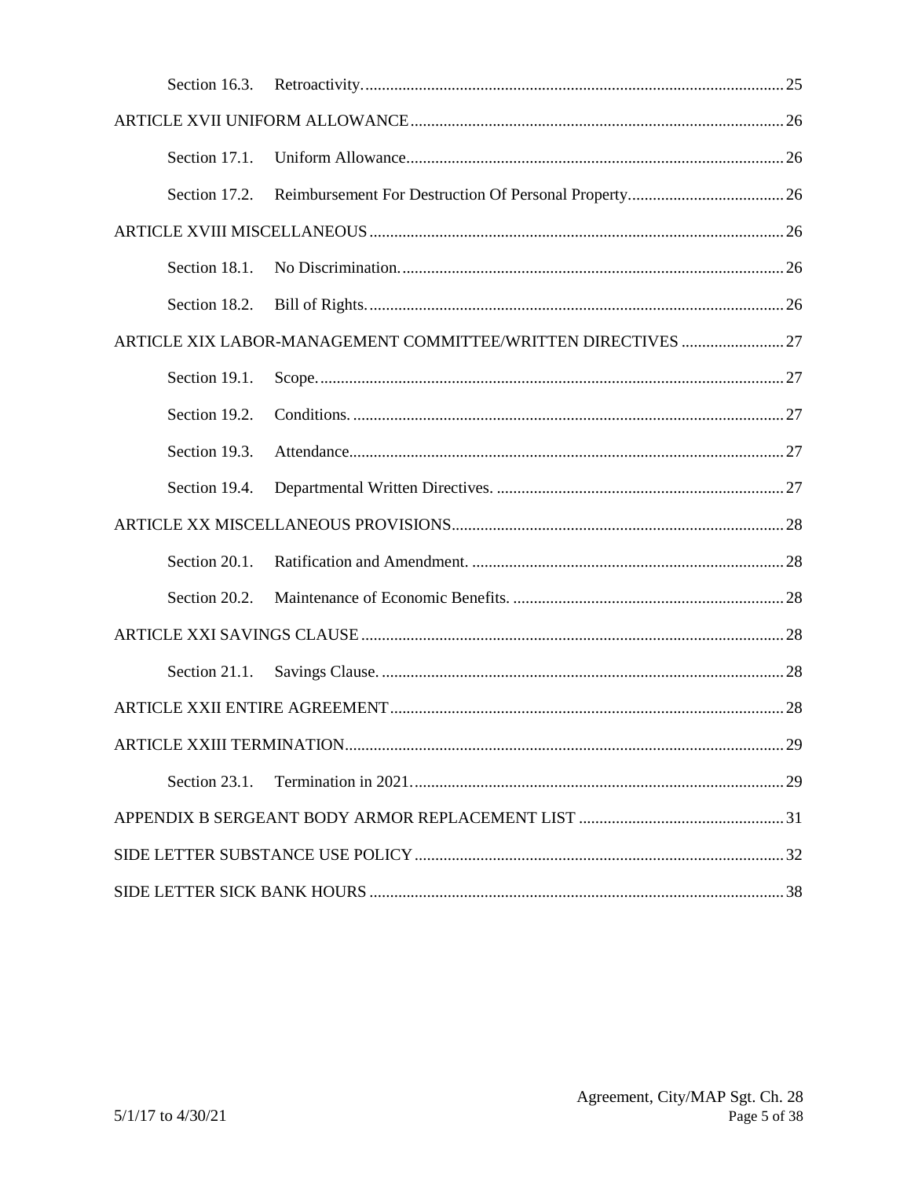Section 16.3. Retroactivity. 25

ARTICLE XVII UNIFORM ALLOWANCE 26

Section 17.1. Uniform Allowance 26

Section 17.2. Reimbursement For Destruction Of Personal Property 26

ARTICLE XVIII MISCELLANEOUS 26

Section 18.1. No Discrimination. 26

Section 18.2. Bill of Rights. 26

ARTICLE XIX LABOR-MANAGEMENT COMMITTEE/WRITTEN DIRECTIVES 27

Section 19.1. Scope. 27

Section 19.2. Conditions. 27

Section 19.3. Attendance 27

Section 19.4. Departmental Written Directives. 27

ARTICLE XX MISCELLANEOUS PROVISIONS 28

Section 20.1. Ratification and Amendment. 28

Section 20.2. Maintenance of Economic Benefits. 28

ARTICLE XXI SAVINGS CLAUSE 28

Section 21.1. Savings Clause. 28

ARTICLE XXII ENTIRE AGREEMENT 28

ARTICLE XXIII TERMINATION 29

Section 23.1. Termination in 2021. 29

APPENDIX B SERGEANT BODY ARMOR REPLACEMENT LIST 31

SIDE LETTER SUBSTANCE USE POLICY 32

SIDE LETTER SICK BANK HOURS 38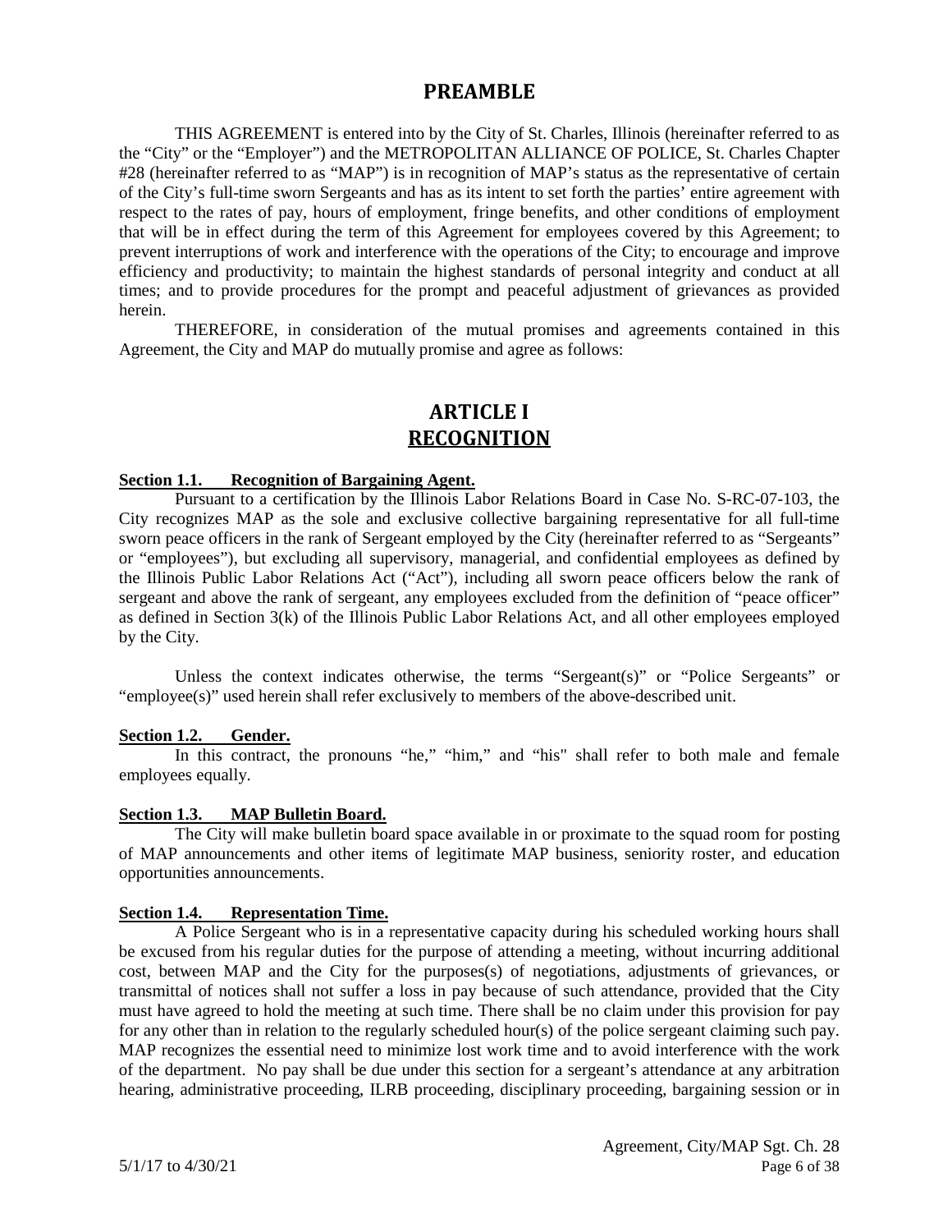# PREAMBLE

THIS AGREEMENT is entered into by the City of St. Charles, Illinois (hereinafter referred to as the "City" or the "Employer") and the METROPOLITAN ALLIANCE OF POLICE, St. Charles Chapter #28 (hereinafter referred to as "MAP") is in recognition of MAP's status as the representative of certain of the City's full-time sworn Sergeants and has as its intent to set forth the parties' entire agreement with respect to the rates of pay, hours of employment, fringe benefits, and other conditions of employment that will be in effect during the term of this Agreement for employees covered by this Agreement; to prevent interruptions of work and interference with the operations of the City; to encourage and improve efficiency and productivity; to maintain the highest standards of personal integrity and conduct at all times; and to provide procedures for the prompt and peaceful adjustment of grievances as provided herein.

THEREFORE, in consideration of the mutual promises and agreements contained in this Agreement, the City and MAP do mutually promise and agree as follows:

# ARTICLE I
# RECOGNITION

**Section 1.1. Recognition of Bargaining Agent.**

Pursuant to a certification by the Illinois Labor Relations Board in Case No. S-RC-07-103, the City recognizes MAP as the sole and exclusive collective bargaining representative for all full-time sworn peace officers in the rank of Sergeant employed by the City (hereinafter referred to as "Sergeants" or "employees"), but excluding all supervisory, managerial, and confidential employees as defined by the Illinois Public Labor Relations Act ("Act"), including all sworn peace officers below the rank of sergeant and above the rank of sergeant, any employees excluded from the definition of "peace officer" as defined in Section 3(k) of the Illinois Public Labor Relations Act, and all other employees employed by the City.

Unless the context indicates otherwise, the terms "Sergeant(s)" or "Police Sergeants" or "employee(s)" used herein shall refer exclusively to members of the above-described unit.

**Section 1.2. Gender.**

In this contract, the pronouns "he," "him," and "his" shall refer to both male and female employees equally.

**Section 1.3. MAP Bulletin Board.**

The City will make bulletin board space available in or proximate to the squad room for posting of MAP announcements and other items of legitimate MAP business, seniority roster, and education opportunities announcements.

**Section 1.4. Representation Time.**

A Police Sergeant who is in a representative capacity during his scheduled working hours shall be excused from his regular duties for the purpose of attending a meeting, without incurring additional cost, between MAP and the City for the purposes(s) of negotiations, adjustments of grievances, or transmittal of notices shall not suffer a loss in pay because of such attendance, provided that the City must have agreed to hold the meeting at such time. There shall be no claim under this provision for pay for any other than in relation to the regularly scheduled hour(s) of the police sergeant claiming such pay. MAP recognizes the essential need to minimize lost work time and to avoid interference with the work of the department. No pay shall be due under this section for a sergeant's attendance at any arbitration hearing, administrative proceeding, ILRB proceeding, disciplinary proceeding, bargaining session or in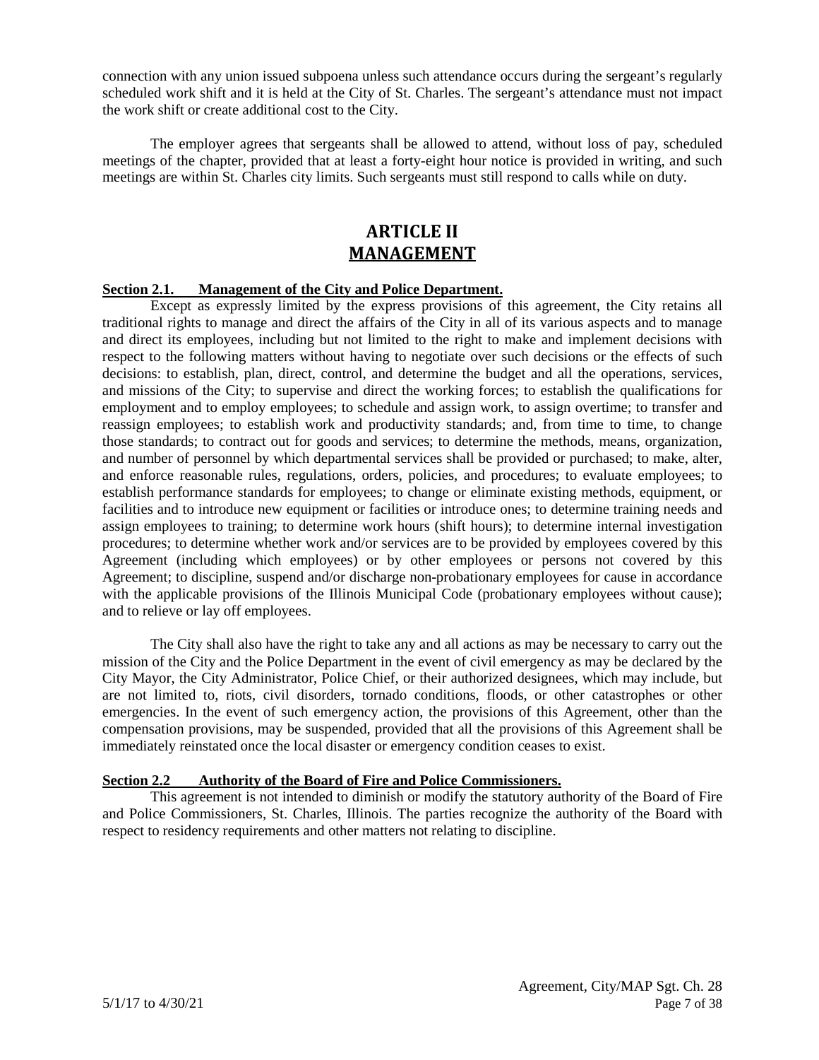connection with any union issued subpoena unless such attendance occurs during the sergeant's regularly scheduled work shift and it is held at the City of St. Charles. The sergeant's attendance must not impact the work shift or create additional cost to the City.

The employer agrees that sergeants shall be allowed to attend, without loss of pay, scheduled meetings of the chapter, provided that at least a forty-eight hour notice is provided in writing, and such meetings are within St. Charles city limits. Such sergeants must still respond to calls while on duty.

# ARTICLE II
# MANAGEMENT

**Section 2.1. Management of the City and Police Department.**

Except as expressly limited by the express provisions of this agreement, the City retains all traditional rights to manage and direct the affairs of the City in all of its various aspects and to manage and direct its employees, including but not limited to the right to make and implement decisions with respect to the following matters without having to negotiate over such decisions or the effects of such decisions: to establish, plan, direct, control, and determine the budget and all the operations, services, and missions of the City; to supervise and direct the working forces; to establish the qualifications for employment and to employ employees; to schedule and assign work, to assign overtime; to transfer and reassign employees; to establish work and productivity standards; and, from time to time, to change those standards; to contract out for goods and services; to determine the methods, means, organization, and number of personnel by which departmental services shall be provided or purchased; to make, alter, and enforce reasonable rules, regulations, orders, policies, and procedures; to evaluate employees; to establish performance standards for employees; to change or eliminate existing methods, equipment, or facilities and to introduce new equipment or facilities or introduce ones; to determine training needs and assign employees to training; to determine work hours (shift hours); to determine internal investigation procedures; to determine whether work and/or services are to be provided by employees covered by this Agreement (including which employees) or by other employees or persons not covered by this Agreement; to discipline, suspend and/or discharge non-probationary employees for cause in accordance with the applicable provisions of the Illinois Municipal Code (probationary employees without cause); and to relieve or lay off employees.

The City shall also have the right to take any and all actions as may be necessary to carry out the mission of the City and the Police Department in the event of civil emergency as may be declared by the City Mayor, the City Administrator, Police Chief, or their authorized designees, which may include, but are not limited to, riots, civil disorders, tornado conditions, floods, or other catastrophes or other emergencies. In the event of such emergency action, the provisions of this Agreement, other than the compensation provisions, may be suspended, provided that all the provisions of this Agreement shall be immediately reinstated once the local disaster or emergency condition ceases to exist.

**Section 2.2 Authority of the Board of Fire and Police Commissioners.**

This agreement is not intended to diminish or modify the statutory authority of the Board of Fire and Police Commissioners, St. Charles, Illinois. The parties recognize the authority of the Board with respect to residency requirements and other matters not relating to discipline.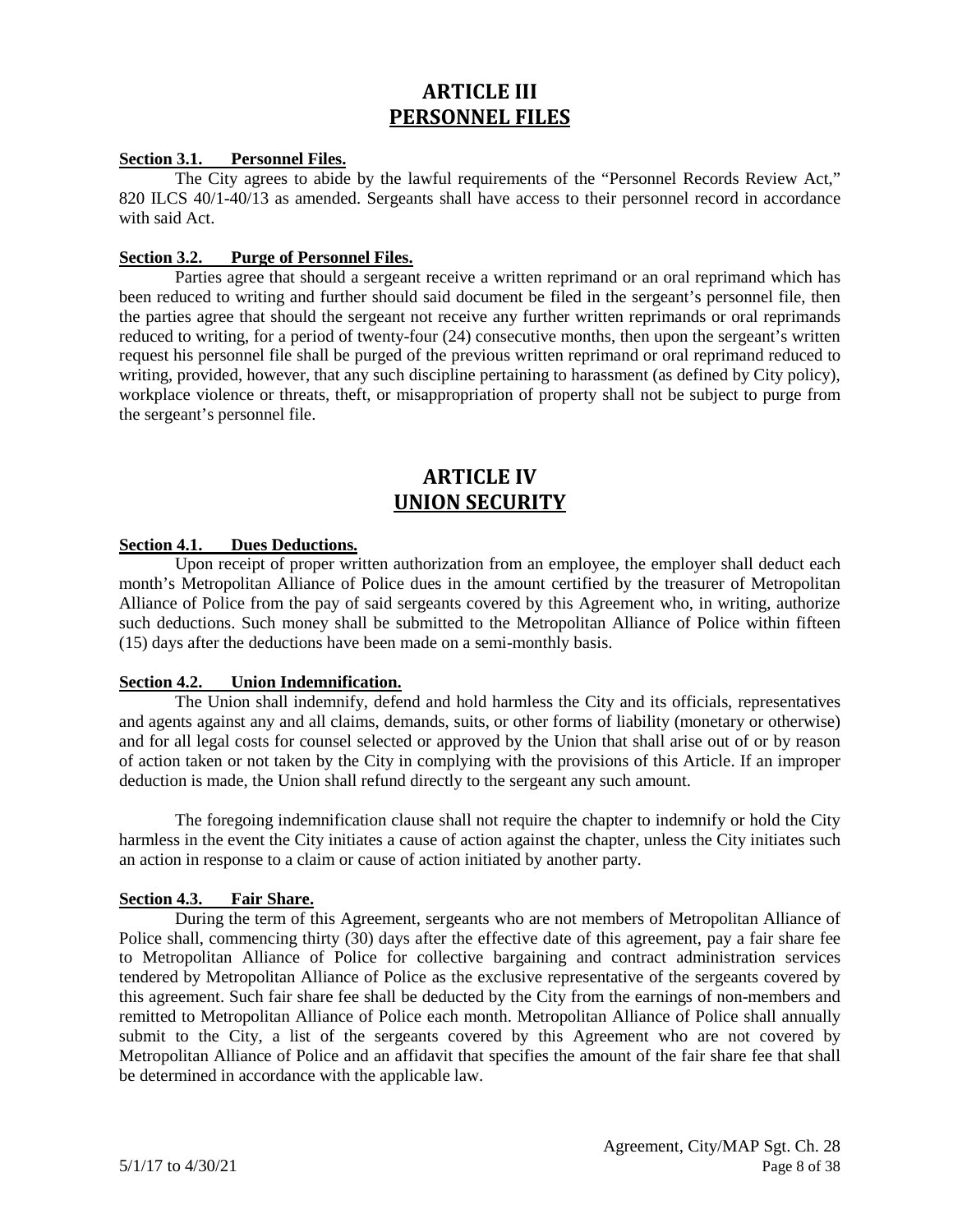# ARTICLE III
# PERSONNEL FILES

**Section 3.1. Personnel Files.**

The City agrees to abide by the lawful requirements of the "Personnel Records Review Act," 820 ILCS 40/1-40/13 as amended. Sergeants shall have access to their personnel record in accordance with said Act.

**Section 3.2. Purge of Personnel Files.**

Parties agree that should a sergeant receive a written reprimand or an oral reprimand which has been reduced to writing and further should said document be filed in the sergeant's personnel file, then the parties agree that should the sergeant not receive any further written reprimands or oral reprimands reduced to writing, for a period of twenty-four (24) consecutive months, then upon the sergeant's written request his personnel file shall be purged of the previous written reprimand or oral reprimand reduced to writing, provided, however, that any such discipline pertaining to harassment (as defined by City policy), workplace violence or threats, theft, or misappropriation of property shall not be subject to purge from the sergeant's personnel file.

# ARTICLE IV
# UNION SECURITY

**Section 4.1. Dues Deductions.**

Upon receipt of proper written authorization from an employee, the employer shall deduct each month's Metropolitan Alliance of Police dues in the amount certified by the treasurer of Metropolitan Alliance of Police from the pay of said sergeants covered by this Agreement who, in writing, authorize such deductions. Such money shall be submitted to the Metropolitan Alliance of Police within fifteen (15) days after the deductions have been made on a semi-monthly basis.

**Section 4.2. Union Indemnification.**

The Union shall indemnify, defend and hold harmless the City and its officials, representatives and agents against any and all claims, demands, suits, or other forms of liability (monetary or otherwise) and for all legal costs for counsel selected or approved by the Union that shall arise out of or by reason of action taken or not taken by the City in complying with the provisions of this Article. If an improper deduction is made, the Union shall refund directly to the sergeant any such amount.

The foregoing indemnification clause shall not require the chapter to indemnify or hold the City harmless in the event the City initiates a cause of action against the chapter, unless the City initiates such an action in response to a claim or cause of action initiated by another party.

**Section 4.3. Fair Share.**

During the term of this Agreement, sergeants who are not members of Metropolitan Alliance of Police shall, commencing thirty (30) days after the effective date of this agreement, pay a fair share fee to Metropolitan Alliance of Police for collective bargaining and contract administration services tendered by Metropolitan Alliance of Police as the exclusive representative of the sergeants covered by this agreement. Such fair share fee shall be deducted by the City from the earnings of non-members and remitted to Metropolitan Alliance of Police each month. Metropolitan Alliance of Police shall annually submit to the City, a list of the sergeants covered by this Agreement who are not covered by Metropolitan Alliance of Police and an affidavit that specifies the amount of the fair share fee that shall be determined in accordance with the applicable law.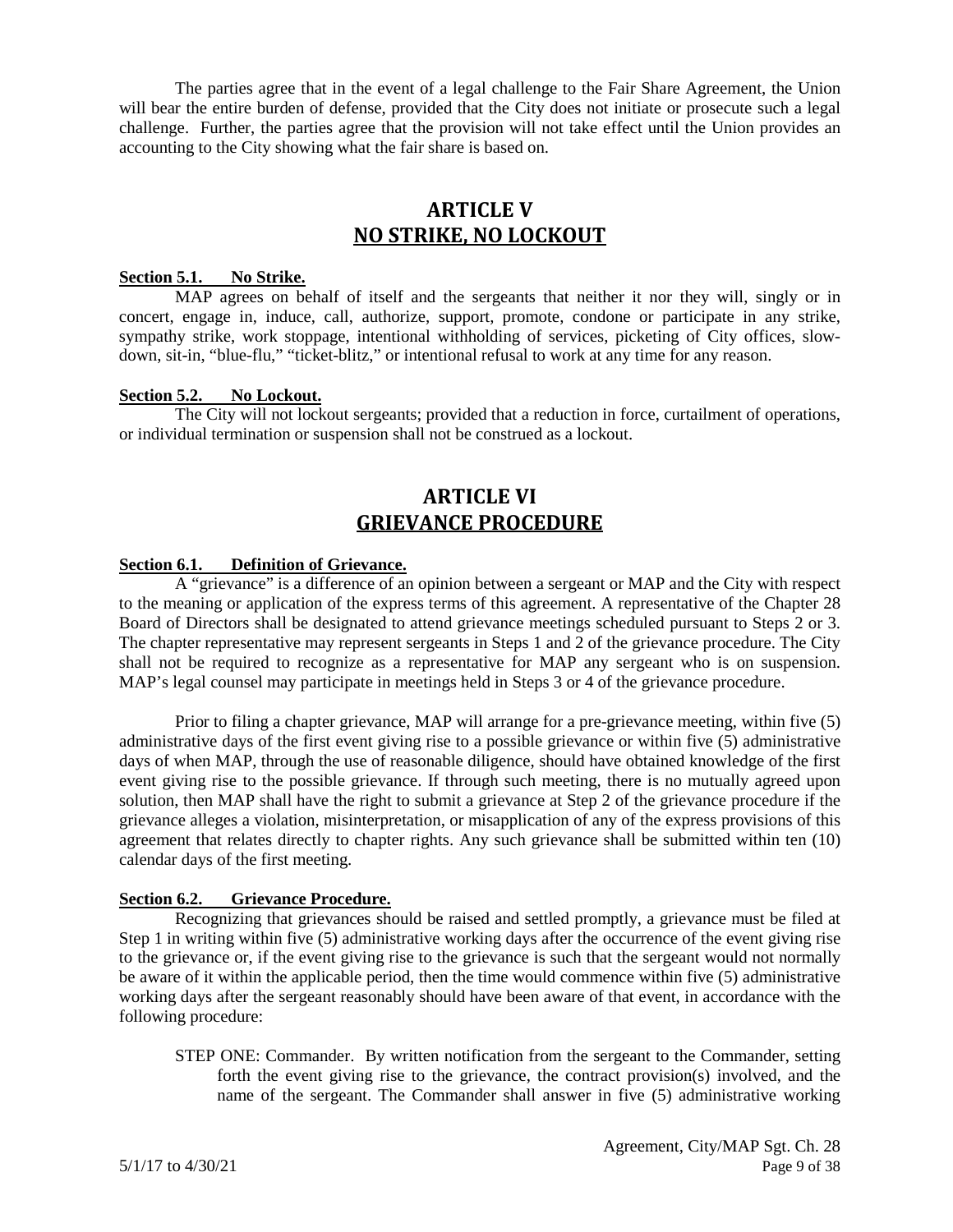The parties agree that in the event of a legal challenge to the Fair Share Agreement, the Union will bear the entire burden of defense, provided that the City does not initiate or prosecute such a legal challenge. Further, the parties agree that the provision will not take effect until the Union provides an accounting to the City showing what the fair share is based on.

# ARTICLE V
# NO STRIKE, NO LOCKOUT

**Section 5.1. No Strike.**

MAP agrees on behalf of itself and the sergeants that neither it nor they will, singly or in concert, engage in, induce, call, authorize, support, promote, condone or participate in any strike, sympathy strike, work stoppage, intentional withholding of services, picketing of City offices, slow-down, sit-in, "blue-flu," "ticket-blitz," or intentional refusal to work at any time for any reason.

**Section 5.2. No Lockout.**

The City will not lockout sergeants; provided that a reduction in force, curtailment of operations, or individual termination or suspension shall not be construed as a lockout.

# ARTICLE VI
# GRIEVANCE PROCEDURE

**Section 6.1. Definition of Grievance.**

A "grievance" is a difference of an opinion between a sergeant or MAP and the City with respect to the meaning or application of the express terms of this agreement. A representative of the Chapter 28 Board of Directors shall be designated to attend grievance meetings scheduled pursuant to Steps 2 or 3. The chapter representative may represent sergeants in Steps 1 and 2 of the grievance procedure. The City shall not be required to recognize as a representative for MAP any sergeant who is on suspension. MAP's legal counsel may participate in meetings held in Steps 3 or 4 of the grievance procedure.

Prior to filing a chapter grievance, MAP will arrange for a pre-grievance meeting, within five (5) administrative days of the first event giving rise to a possible grievance or within five (5) administrative days of when MAP, through the use of reasonable diligence, should have obtained knowledge of the first event giving rise to the possible grievance. If through such meeting, there is no mutually agreed upon solution, then MAP shall have the right to submit a grievance at Step 2 of the grievance procedure if the grievance alleges a violation, misinterpretation, or misapplication of any of the express provisions of this agreement that relates directly to chapter rights. Any such grievance shall be submitted within ten (10) calendar days of the first meeting.

**Section 6.2. Grievance Procedure.**

Recognizing that grievances should be raised and settled promptly, a grievance must be filed at Step 1 in writing within five (5) administrative working days after the occurrence of the event giving rise to the grievance or, if the event giving rise to the grievance is such that the sergeant would not normally be aware of it within the applicable period, then the time would commence within five (5) administrative working days after the sergeant reasonably should have been aware of that event, in accordance with the following procedure:

STEP ONE: Commander. By written notification from the sergeant to the Commander, setting forth the event giving rise to the grievance, the contract provision(s) involved, and the name of the sergeant. The Commander shall answer in five (5) administrative working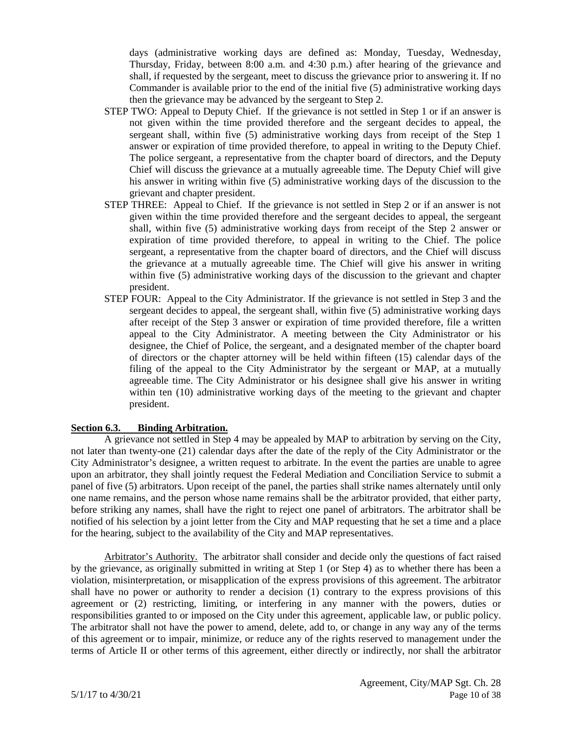days (administrative working days are defined as: Monday, Tuesday, Wednesday, Thursday, Friday, between 8:00 a.m. and 4:30 p.m.) after hearing of the grievance and shall, if requested by the sergeant, meet to discuss the grievance prior to answering it. If no Commander is available prior to the end of the initial five (5) administrative working days then the grievance may be advanced by the sergeant to Step 2.

STEP TWO: Appeal to Deputy Chief. If the grievance is not settled in Step 1 or if an answer is not given within the time provided therefore and the sergeant decides to appeal, the sergeant shall, within five (5) administrative working days from receipt of the Step 1 answer or expiration of time provided therefore, to appeal in writing to the Deputy Chief. The police sergeant, a representative from the chapter board of directors, and the Deputy Chief will discuss the grievance at a mutually agreeable time. The Deputy Chief will give his answer in writing within five (5) administrative working days of the discussion to the grievant and chapter president.

STEP THREE: Appeal to Chief. If the grievance is not settled in Step 2 or if an answer is not given within the time provided therefore and the sergeant decides to appeal, the sergeant shall, within five (5) administrative working days from receipt of the Step 2 answer or expiration of time provided therefore, to appeal in writing to the Chief. The police sergeant, a representative from the chapter board of directors, and the Chief will discuss the grievance at a mutually agreeable time. The Chief will give his answer in writing within five (5) administrative working days of the discussion to the grievant and chapter president.

STEP FOUR: Appeal to the City Administrator. If the grievance is not settled in Step 3 and the sergeant decides to appeal, the sergeant shall, within five (5) administrative working days after receipt of the Step 3 answer or expiration of time provided therefore, file a written appeal to the City Administrator. A meeting between the City Administrator or his designee, the Chief of Police, the sergeant, and a designated member of the chapter board of directors or the chapter attorney will be held within fifteen (15) calendar days of the filing of the appeal to the City Administrator by the sergeant or MAP, at a mutually agreeable time. The City Administrator or his designee shall give his answer in writing within ten (10) administrative working days of the meeting to the grievant and chapter president.

**Section 6.3. Binding Arbitration.**

A grievance not settled in Step 4 may be appealed by MAP to arbitration by serving on the City, not later than twenty-one (21) calendar days after the date of the reply of the City Administrator or the City Administrator's designee, a written request to arbitrate. In the event the parties are unable to agree upon an arbitrator, they shall jointly request the Federal Mediation and Conciliation Service to submit a panel of five (5) arbitrators. Upon receipt of the panel, the parties shall strike names alternately until only one name remains, and the person whose name remains shall be the arbitrator provided, that either party, before striking any names, shall have the right to reject one panel of arbitrators. The arbitrator shall be notified of his selection by a joint letter from the City and MAP requesting that he set a time and a place for the hearing, subject to the availability of the City and MAP representatives.

Arbitrator's Authority. The arbitrator shall consider and decide only the questions of fact raised by the grievance, as originally submitted in writing at Step 1 (or Step 4) as to whether there has been a violation, misinterpretation, or misapplication of the express provisions of this agreement. The arbitrator shall have no power or authority to render a decision (1) contrary to the express provisions of this agreement or (2) restricting, limiting, or interfering in any manner with the powers, duties or responsibilities granted to or imposed on the City under this agreement, applicable law, or public policy. The arbitrator shall not have the power to amend, delete, add to, or change in any way any of the terms of this agreement or to impair, minimize, or reduce any of the rights reserved to management under the terms of Article II or other terms of this agreement, either directly or indirectly, nor shall the arbitrator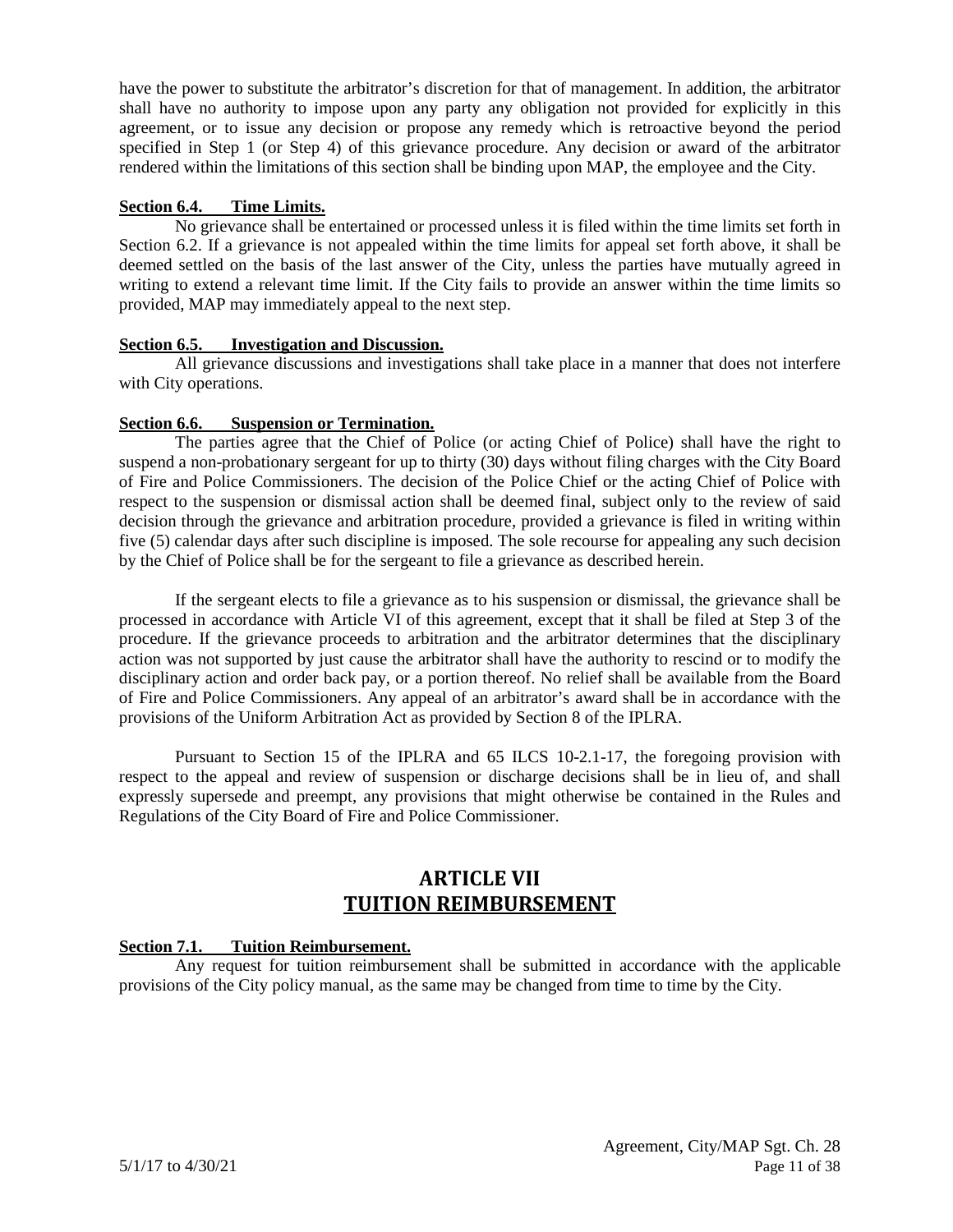have the power to substitute the arbitrator's discretion for that of management. In addition, the arbitrator shall have no authority to impose upon any party any obligation not provided for explicitly in this agreement, or to issue any decision or propose any remedy which is retroactive beyond the period specified in Step 1 (or Step 4) of this grievance procedure. Any decision or award of the arbitrator rendered within the limitations of this section shall be binding upon MAP, the employee and the City.

**Section 6.4. Time Limits.**

No grievance shall be entertained or processed unless it is filed within the time limits set forth in Section 6.2. If a grievance is not appealed within the time limits for appeal set forth above, it shall be deemed settled on the basis of the last answer of the City, unless the parties have mutually agreed in writing to extend a relevant time limit. If the City fails to provide an answer within the time limits so provided, MAP may immediately appeal to the next step.

**Section 6.5. Investigation and Discussion.**

All grievance discussions and investigations shall take place in a manner that does not interfere with City operations.

**Section 6.6. Suspension or Termination.**

The parties agree that the Chief of Police (or acting Chief of Police) shall have the right to suspend a non-probationary sergeant for up to thirty (30) days without filing charges with the City Board of Fire and Police Commissioners. The decision of the Police Chief or the acting Chief of Police with respect to the suspension or dismissal action shall be deemed final, subject only to the review of said decision through the grievance and arbitration procedure, provided a grievance is filed in writing within five (5) calendar days after such discipline is imposed. The sole recourse for appealing any such decision by the Chief of Police shall be for the sergeant to file a grievance as described herein.

If the sergeant elects to file a grievance as to his suspension or dismissal, the grievance shall be processed in accordance with Article VI of this agreement, except that it shall be filed at Step 3 of the procedure. If the grievance proceeds to arbitration and the arbitrator determines that the disciplinary action was not supported by just cause the arbitrator shall have the authority to rescind or to modify the disciplinary action and order back pay, or a portion thereof. No relief shall be available from the Board of Fire and Police Commissioners. Any appeal of an arbitrator's award shall be in accordance with the provisions of the Uniform Arbitration Act as provided by Section 8 of the IPLRA.

Pursuant to Section 15 of the IPLRA and 65 ILCS 10-2.1-17, the foregoing provision with respect to the appeal and review of suspension or discharge decisions shall be in lieu of, and shall expressly supersede and preempt, any provisions that might otherwise be contained in the Rules and Regulations of the City Board of Fire and Police Commissioner.

# ARTICLE VII
# TUITION REIMBURSEMENT

**Section 7.1. Tuition Reimbursement.**

Any request for tuition reimbursement shall be submitted in accordance with the applicable provisions of the City policy manual, as the same may be changed from time to time by the City.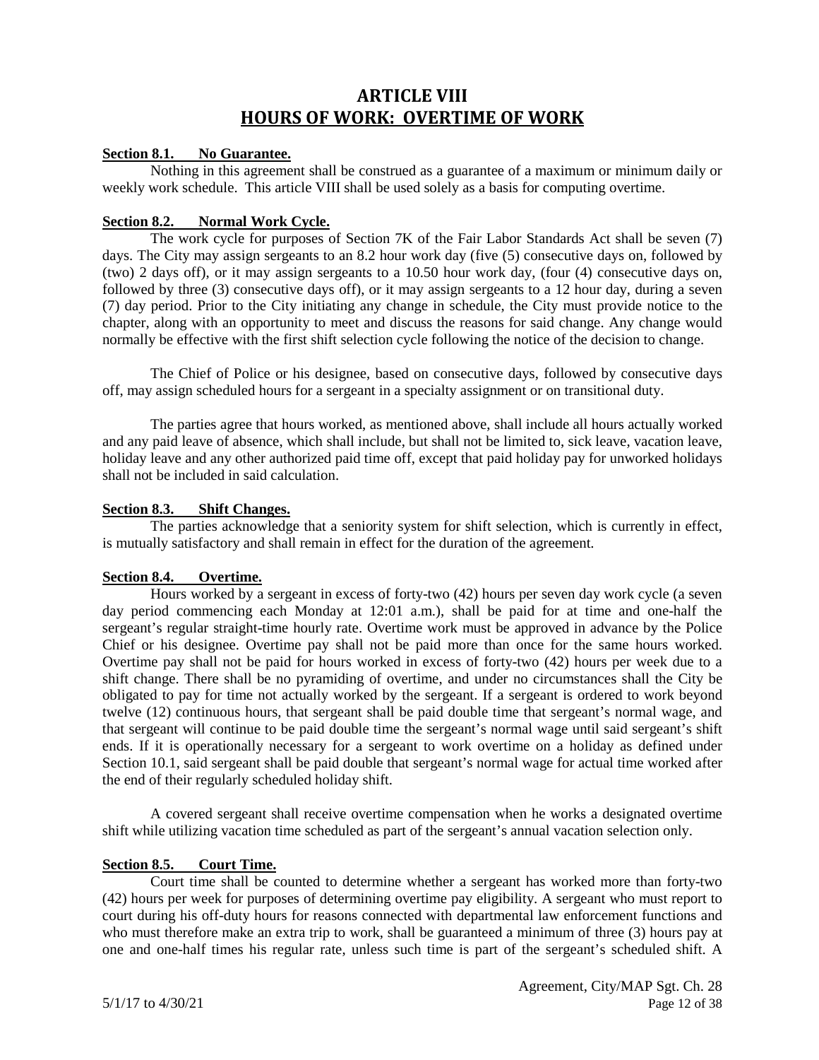# ARTICLE VIII
# HOURS OF WORK: OVERTIME OF WORK

**Section 8.1. No Guarantee.**

Nothing in this agreement shall be construed as a guarantee of a maximum or minimum daily or weekly work schedule. This article VIII shall be used solely as a basis for computing overtime.

**Section 8.2. Normal Work Cycle.**

The work cycle for purposes of Section 7K of the Fair Labor Standards Act shall be seven (7) days. The City may assign sergeants to an 8.2 hour work day (five (5) consecutive days on, followed by (two) 2 days off), or it may assign sergeants to a 10.50 hour work day, (four (4) consecutive days on, followed by three (3) consecutive days off), or it may assign sergeants to a 12 hour day, during a seven (7) day period. Prior to the City initiating any change in schedule, the City must provide notice to the chapter, along with an opportunity to meet and discuss the reasons for said change. Any change would normally be effective with the first shift selection cycle following the notice of the decision to change.

The Chief of Police or his designee, based on consecutive days, followed by consecutive days off, may assign scheduled hours for a sergeant in a specialty assignment or on transitional duty.

The parties agree that hours worked, as mentioned above, shall include all hours actually worked and any paid leave of absence, which shall include, but shall not be limited to, sick leave, vacation leave, holiday leave and any other authorized paid time off, except that paid holiday pay for unworked holidays shall not be included in said calculation.

**Section 8.3. Shift Changes.**

The parties acknowledge that a seniority system for shift selection, which is currently in effect, is mutually satisfactory and shall remain in effect for the duration of the agreement.

**Section 8.4. Overtime.**

Hours worked by a sergeant in excess of forty-two (42) hours per seven day work cycle (a seven day period commencing each Monday at 12:01 a.m.), shall be paid for at time and one-half the sergeant's regular straight-time hourly rate. Overtime work must be approved in advance by the Police Chief or his designee. Overtime pay shall not be paid more than once for the same hours worked. Overtime pay shall not be paid for hours worked in excess of forty-two (42) hours per week due to a shift change. There shall be no pyramiding of overtime, and under no circumstances shall the City be obligated to pay for time not actually worked by the sergeant. If a sergeant is ordered to work beyond twelve (12) continuous hours, that sergeant shall be paid double time that sergeant's normal wage, and that sergeant will continue to be paid double time the sergeant's normal wage until said sergeant's shift ends. If it is operationally necessary for a sergeant to work overtime on a holiday as defined under Section 10.1, said sergeant shall be paid double that sergeant's normal wage for actual time worked after the end of their regularly scheduled holiday shift.

A covered sergeant shall receive overtime compensation when he works a designated overtime shift while utilizing vacation time scheduled as part of the sergeant's annual vacation selection only.

**Section 8.5. Court Time.**

Court time shall be counted to determine whether a sergeant has worked more than forty-two (42) hours per week for purposes of determining overtime pay eligibility. A sergeant who must report to court during his off-duty hours for reasons connected with departmental law enforcement functions and who must therefore make an extra trip to work, shall be guaranteed a minimum of three (3) hours pay at one and one-half times his regular rate, unless such time is part of the sergeant's scheduled shift. A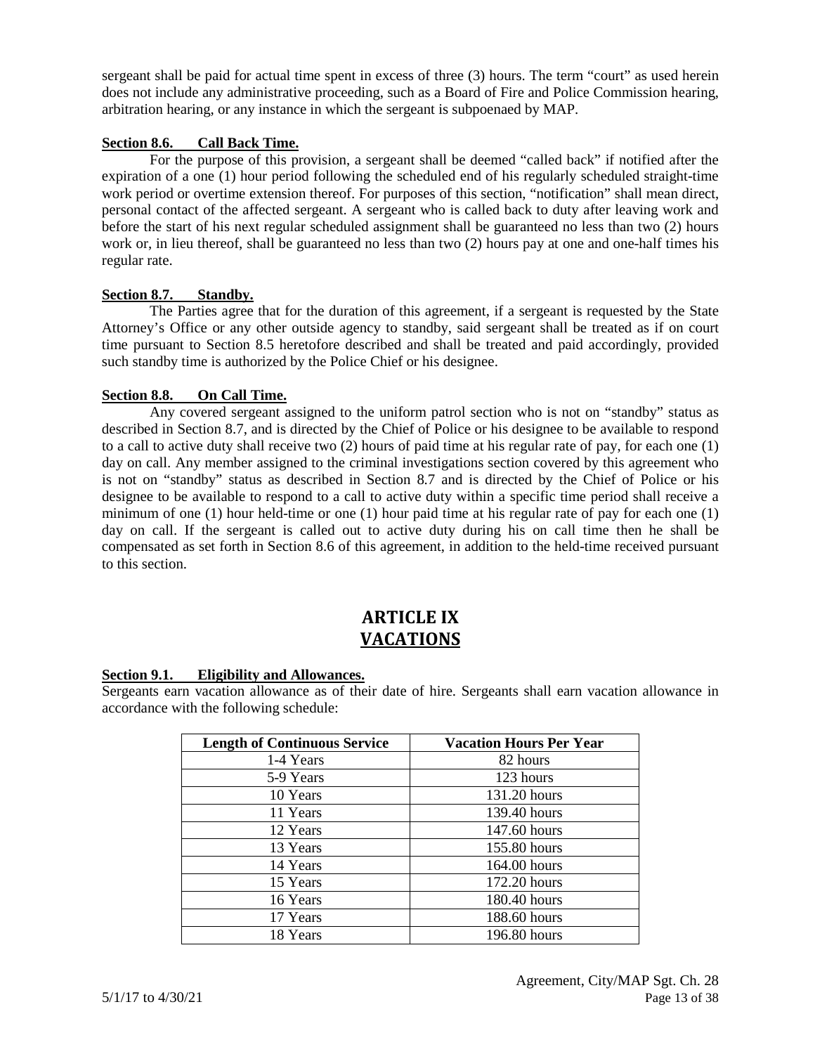sergeant shall be paid for actual time spent in excess of three (3) hours. The term "court" as used herein does not include any administrative proceeding, such as a Board of Fire and Police Commission hearing, arbitration hearing, or any instance in which the sergeant is subpoenaed by MAP.

**Section 8.6. Call Back Time.**

For the purpose of this provision, a sergeant shall be deemed "called back" if notified after the expiration of a one (1) hour period following the scheduled end of his regularly scheduled straight-time work period or overtime extension thereof. For purposes of this section, "notification" shall mean direct, personal contact of the affected sergeant. A sergeant who is called back to duty after leaving work and before the start of his next regular scheduled assignment shall be guaranteed no less than two (2) hours work or, in lieu thereof, shall be guaranteed no less than two (2) hours pay at one and one-half times his regular rate.

**Section 8.7. Standby.**

The Parties agree that for the duration of this agreement, if a sergeant is requested by the State Attorney's Office or any other outside agency to standby, said sergeant shall be treated as if on court time pursuant to Section 8.5 heretofore described and shall be treated and paid accordingly, provided such standby time is authorized by the Police Chief or his designee.

**Section 8.8. On Call Time.**

Any covered sergeant assigned to the uniform patrol section who is not on "standby" status as described in Section 8.7, and is directed by the Chief of Police or his designee to be available to respond to a call to active duty shall receive two (2) hours of paid time at his regular rate of pay, for each one (1) day on call. Any member assigned to the criminal investigations section covered by this agreement who is not on "standby" status as described in Section 8.7 and is directed by the Chief of Police or his designee to be available to respond to a call to active duty within a specific time period shall receive a minimum of one (1) hour held-time or one (1) hour paid time at his regular rate of pay for each one (1) day on call. If the sergeant is called out to active duty during his on call time then he shall be compensated as set forth in Section 8.6 of this agreement, in addition to the held-time received pursuant to this section.

# ARTICLE IX
# VACATIONS

**Section 9.1. Eligibility and Allowances.**

Sergeants earn vacation allowance as of their date of hire. Sergeants shall earn vacation allowance in accordance with the following schedule:

| Length of Continuous Service | Vacation Hours Per Year |
|---|---|
| 1-4 Years | 82 hours |
| 5-9 Years | 123 hours |
| 10 Years | 131.20 hours |
| 11 Years | 139.40 hours |
| 12 Years | 147.60 hours |
| 13 Years | 155.80 hours |
| 14 Years | 164.00 hours |
| 15 Years | 172.20 hours |
| 16 Years | 180.40 hours |
| 17 Years | 188.60 hours |
| 18 Years | 196.80 hours |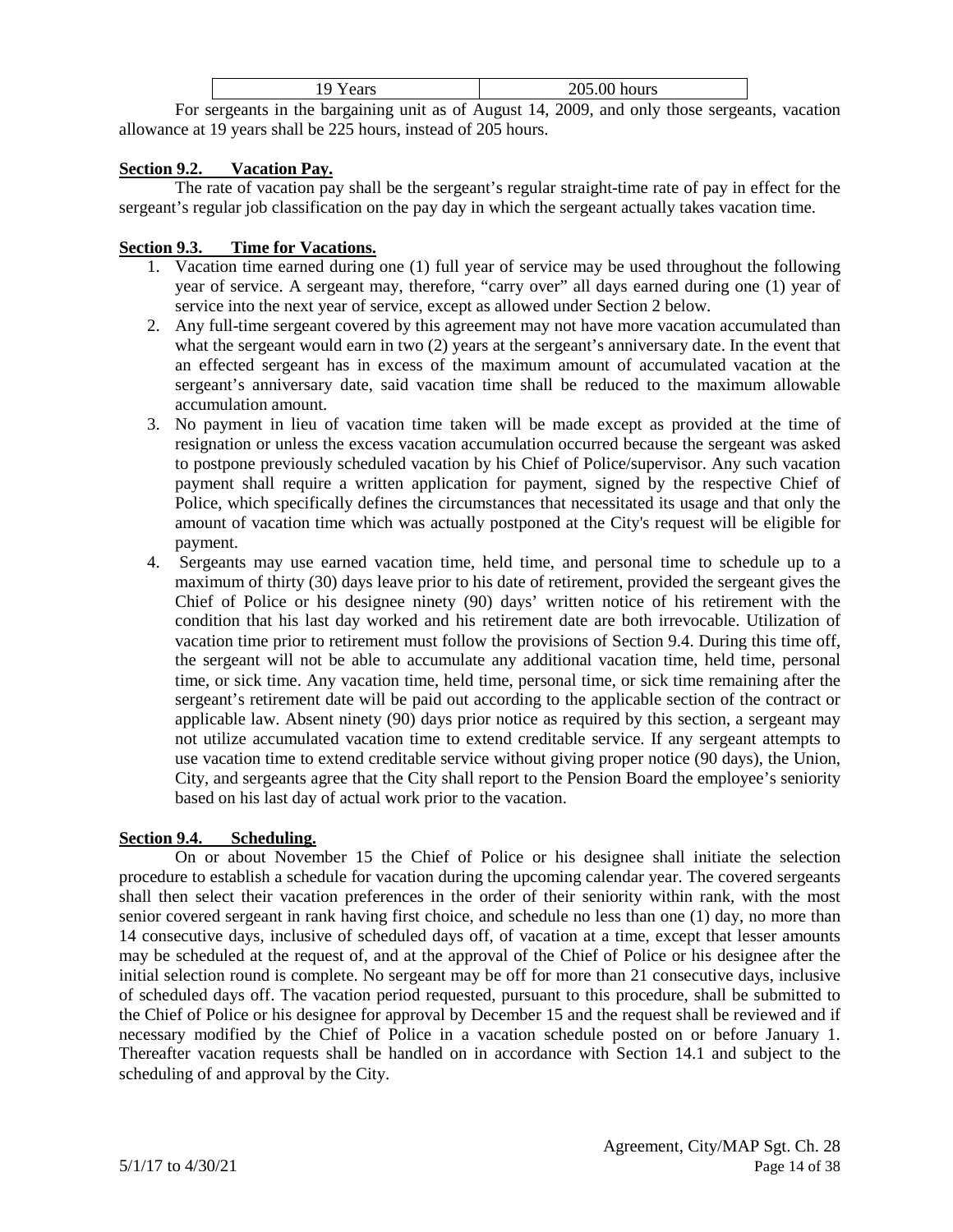| 19 Years | 205.00 hours |
|---|---|

For sergeants in the bargaining unit as of August 14, 2009, and only those sergeants, vacation allowance at 19 years shall be 225 hours, instead of 205 hours.

**Section 9.2. Vacation Pay.**

The rate of vacation pay shall be the sergeant's regular straight-time rate of pay in effect for the sergeant's regular job classification on the pay day in which the sergeant actually takes vacation time.

**Section 9.3. Time for Vacations.**

1. Vacation time earned during one (1) full year of service may be used throughout the following year of service. A sergeant may, therefore, "carry over" all days earned during one (1) year of service into the next year of service, except as allowed under Section 2 below.
2. Any full-time sergeant covered by this agreement may not have more vacation accumulated than what the sergeant would earn in two (2) years at the sergeant's anniversary date. In the event that an effected sergeant has in excess of the maximum amount of accumulated vacation at the sergeant's anniversary date, said vacation time shall be reduced to the maximum allowable accumulation amount.
3. No payment in lieu of vacation time taken will be made except as provided at the time of resignation or unless the excess vacation accumulation occurred because the sergeant was asked to postpone previously scheduled vacation by his Chief of Police/supervisor. Any such vacation payment shall require a written application for payment, signed by the respective Chief of Police, which specifically defines the circumstances that necessitated its usage and that only the amount of vacation time which was actually postponed at the City's request will be eligible for payment.
4. Sergeants may use earned vacation time, held time, and personal time to schedule up to a maximum of thirty (30) days leave prior to his date of retirement, provided the sergeant gives the Chief of Police or his designee ninety (90) days' written notice of his retirement with the condition that his last day worked and his retirement date are both irrevocable. Utilization of vacation time prior to retirement must follow the provisions of Section 9.4. During this time off, the sergeant will not be able to accumulate any additional vacation time, held time, personal time, or sick time. Any vacation time, held time, personal time, or sick time remaining after the sergeant's retirement date will be paid out according to the applicable section of the contract or applicable law. Absent ninety (90) days prior notice as required by this section, a sergeant may not utilize accumulated vacation time to extend creditable service. If any sergeant attempts to use vacation time to extend creditable service without giving proper notice (90 days), the Union, City, and sergeants agree that the City shall report to the Pension Board the employee's seniority based on his last day of actual work prior to the vacation.

**Section 9.4. Scheduling.**

On or about November 15 the Chief of Police or his designee shall initiate the selection procedure to establish a schedule for vacation during the upcoming calendar year. The covered sergeants shall then select their vacation preferences in the order of their seniority within rank, with the most senior covered sergeant in rank having first choice, and schedule no less than one (1) day, no more than 14 consecutive days, inclusive of scheduled days off, of vacation at a time, except that lesser amounts may be scheduled at the request of, and at the approval of the Chief of Police or his designee after the initial selection round is complete. No sergeant may be off for more than 21 consecutive days, inclusive of scheduled days off. The vacation period requested, pursuant to this procedure, shall be submitted to the Chief of Police or his designee for approval by December 15 and the request shall be reviewed and if necessary modified by the Chief of Police in a vacation schedule posted on or before January 1. Thereafter vacation requests shall be handled on in accordance with Section 14.1 and subject to the scheduling of and approval by the City.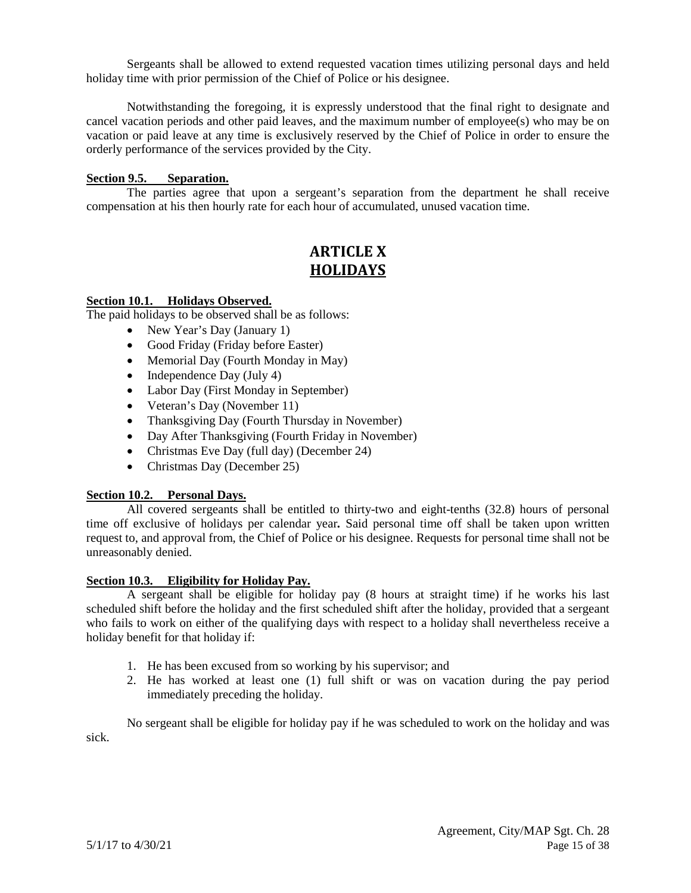Sergeants shall be allowed to extend requested vacation times utilizing personal days and held holiday time with prior permission of the Chief of Police or his designee.

Notwithstanding the foregoing, it is expressly understood that the final right to designate and cancel vacation periods and other paid leaves, and the maximum number of employee(s) who may be on vacation or paid leave at any time is exclusively reserved by the Chief of Police in order to ensure the orderly performance of the services provided by the City.

**Section 9.5. Separation.**

The parties agree that upon a sergeant's separation from the department he shall receive compensation at his then hourly rate for each hour of accumulated, unused vacation time.

# ARTICLE X
# HOLIDAYS

**Section 10.1. Holidays Observed.**

The paid holidays to be observed shall be as follows:

- New Year's Day (January 1)
- Good Friday (Friday before Easter)
- Memorial Day (Fourth Monday in May)
- Independence Day (July 4)
- Labor Day (First Monday in September)
- Veteran's Day (November 11)
- Thanksgiving Day (Fourth Thursday in November)
- Day After Thanksgiving (Fourth Friday in November)
- Christmas Eve Day (full day) (December 24)
- Christmas Day (December 25)

**Section 10.2. Personal Days.**

All covered sergeants shall be entitled to thirty-two and eight-tenths (32.8) hours of personal time off exclusive of holidays per calendar year**.** Said personal time off shall be taken upon written request to, and approval from, the Chief of Police or his designee. Requests for personal time shall not be unreasonably denied.

**Section 10.3. Eligibility for Holiday Pay.**

A sergeant shall be eligible for holiday pay (8 hours at straight time) if he works his last scheduled shift before the holiday and the first scheduled shift after the holiday, provided that a sergeant who fails to work on either of the qualifying days with respect to a holiday shall nevertheless receive a holiday benefit for that holiday if:

1. He has been excused from so working by his supervisor; and
2. He has worked at least one (1) full shift or was on vacation during the pay period immediately preceding the holiday.

No sergeant shall be eligible for holiday pay if he was scheduled to work on the holiday and was sick.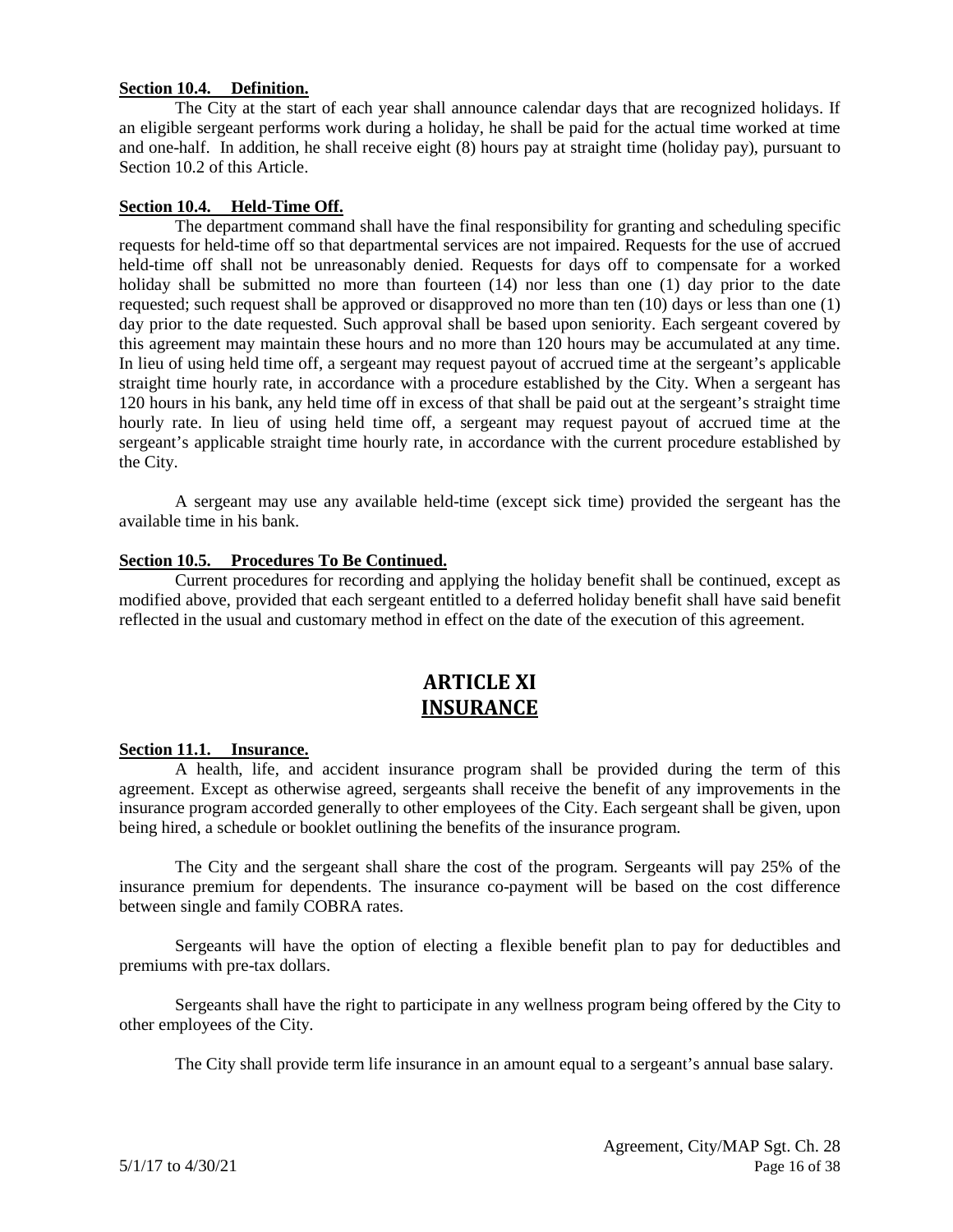**Section 10.4. Definition.**

The City at the start of each year shall announce calendar days that are recognized holidays. If an eligible sergeant performs work during a holiday, he shall be paid for the actual time worked at time and one-half. In addition, he shall receive eight (8) hours pay at straight time (holiday pay), pursuant to Section 10.2 of this Article.

**Section 10.4. Held-Time Off.**

The department command shall have the final responsibility for granting and scheduling specific requests for held-time off so that departmental services are not impaired. Requests for the use of accrued held-time off shall not be unreasonably denied. Requests for days off to compensate for a worked holiday shall be submitted no more than fourteen (14) nor less than one (1) day prior to the date requested; such request shall be approved or disapproved no more than ten (10) days or less than one (1) day prior to the date requested. Such approval shall be based upon seniority. Each sergeant covered by this agreement may maintain these hours and no more than 120 hours may be accumulated at any time. In lieu of using held time off, a sergeant may request payout of accrued time at the sergeant's applicable straight time hourly rate, in accordance with a procedure established by the City. When a sergeant has 120 hours in his bank, any held time off in excess of that shall be paid out at the sergeant's straight time hourly rate. In lieu of using held time off, a sergeant may request payout of accrued time at the sergeant's applicable straight time hourly rate, in accordance with the current procedure established by the City.

A sergeant may use any available held-time (except sick time) provided the sergeant has the available time in his bank.

**Section 10.5. Procedures To Be Continued.**

Current procedures for recording and applying the holiday benefit shall be continued, except as modified above, provided that each sergeant entitled to a deferred holiday benefit shall have said benefit reflected in the usual and customary method in effect on the date of the execution of this agreement.

# ARTICLE XI
# INSURANCE

**Section 11.1. Insurance.**

A health, life, and accident insurance program shall be provided during the term of this agreement. Except as otherwise agreed, sergeants shall receive the benefit of any improvements in the insurance program accorded generally to other employees of the City. Each sergeant shall be given, upon being hired, a schedule or booklet outlining the benefits of the insurance program.

The City and the sergeant shall share the cost of the program. Sergeants will pay 25% of the insurance premium for dependents. The insurance co-payment will be based on the cost difference between single and family COBRA rates.

Sergeants will have the option of electing a flexible benefit plan to pay for deductibles and premiums with pre-tax dollars.

Sergeants shall have the right to participate in any wellness program being offered by the City to other employees of the City.

The City shall provide term life insurance in an amount equal to a sergeant's annual base salary.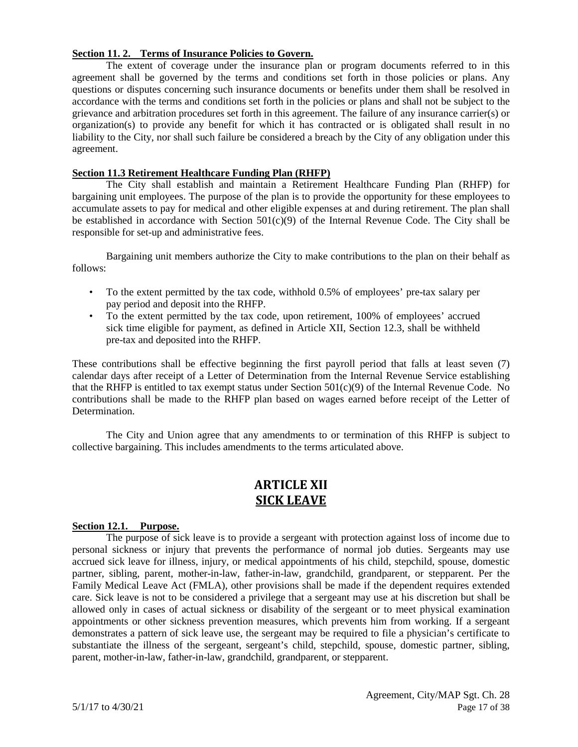**Section 11. 2. Terms of Insurance Policies to Govern.**

The extent of coverage under the insurance plan or program documents referred to in this agreement shall be governed by the terms and conditions set forth in those policies or plans. Any questions or disputes concerning such insurance documents or benefits under them shall be resolved in accordance with the terms and conditions set forth in the policies or plans and shall not be subject to the grievance and arbitration procedures set forth in this agreement. The failure of any insurance carrier(s) or organization(s) to provide any benefit for which it has contracted or is obligated shall result in no liability to the City, nor shall such failure be considered a breach by the City of any obligation under this agreement.

**Section 11.3 Retirement Healthcare Funding Plan (RHFP)**

The City shall establish and maintain a Retirement Healthcare Funding Plan (RHFP) for bargaining unit employees. The purpose of the plan is to provide the opportunity for these employees to accumulate assets to pay for medical and other eligible expenses at and during retirement. The plan shall be established in accordance with Section 501(c)(9) of the Internal Revenue Code. The City shall be responsible for set-up and administrative fees.

Bargaining unit members authorize the City to make contributions to the plan on their behalf as follows:

- To the extent permitted by the tax code, withhold 0.5% of employees' pre-tax salary per pay period and deposit into the RHFP.
- To the extent permitted by the tax code, upon retirement, 100% of employees' accrued sick time eligible for payment, as defined in Article XII, Section 12.3, shall be withheld pre-tax and deposited into the RHFP.

These contributions shall be effective beginning the first payroll period that falls at least seven (7) calendar days after receipt of a Letter of Determination from the Internal Revenue Service establishing that the RHFP is entitled to tax exempt status under Section 501(c)(9) of the Internal Revenue Code. No contributions shall be made to the RHFP plan based on wages earned before receipt of the Letter of Determination.

The City and Union agree that any amendments to or termination of this RHFP is subject to collective bargaining. This includes amendments to the terms articulated above.

# ARTICLE XII
# SICK LEAVE

**Section 12.1. Purpose.**

The purpose of sick leave is to provide a sergeant with protection against loss of income due to personal sickness or injury that prevents the performance of normal job duties. Sergeants may use accrued sick leave for illness, injury, or medical appointments of his child, stepchild, spouse, domestic partner, sibling, parent, mother-in-law, father-in-law, grandchild, grandparent, or stepparent. Per the Family Medical Leave Act (FMLA), other provisions shall be made if the dependent requires extended care. Sick leave is not to be considered a privilege that a sergeant may use at his discretion but shall be allowed only in cases of actual sickness or disability of the sergeant or to meet physical examination appointments or other sickness prevention measures, which prevents him from working. If a sergeant demonstrates a pattern of sick leave use, the sergeant may be required to file a physician's certificate to substantiate the illness of the sergeant, sergeant's child, stepchild, spouse, domestic partner, sibling, parent, mother-in-law, father-in-law, grandchild, grandparent, or stepparent.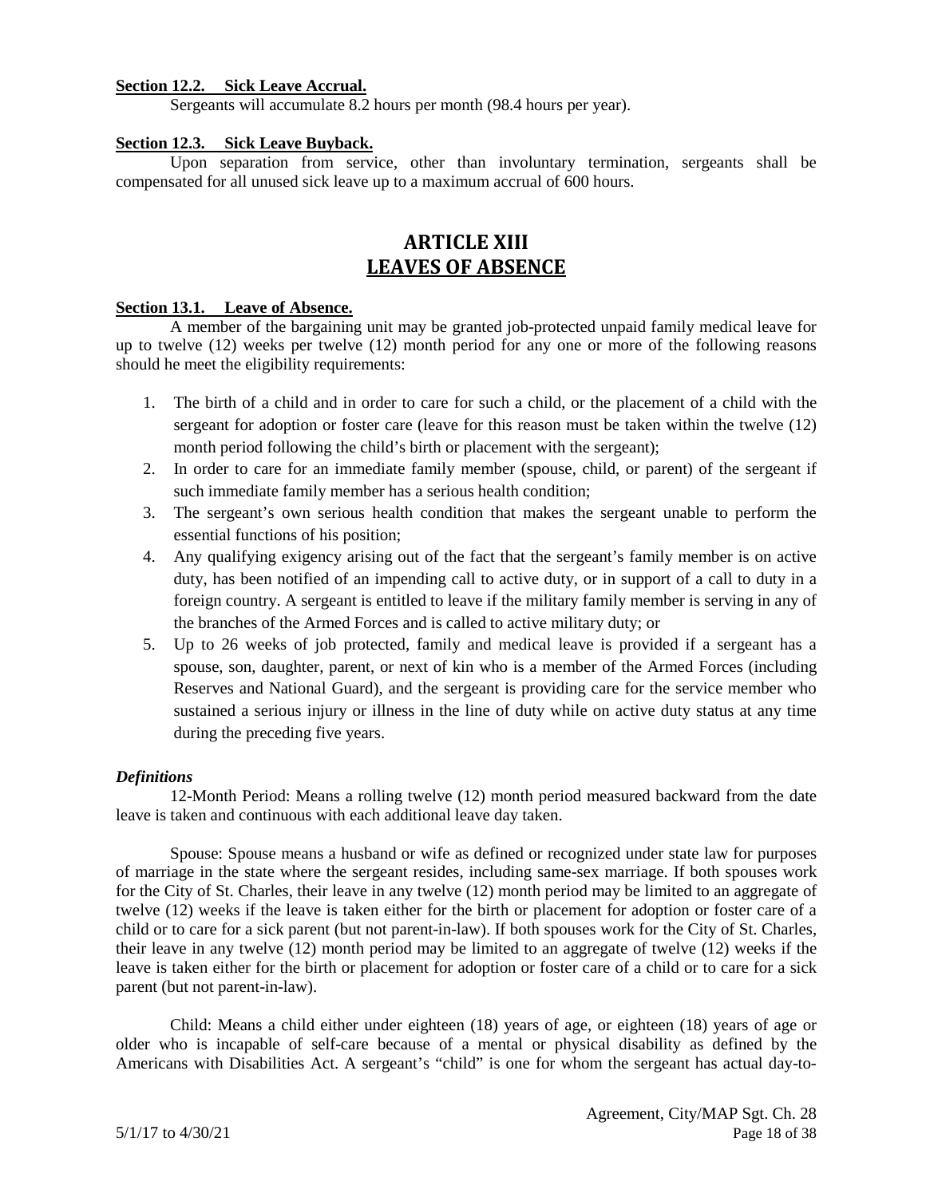**Section 12.2. Sick Leave Accrual.**

Sergeants will accumulate 8.2 hours per month (98.4 hours per year).

**Section 12.3. Sick Leave Buyback.**

Upon separation from service, other than involuntary termination, sergeants shall be compensated for all unused sick leave up to a maximum accrual of 600 hours.

# ARTICLE XIII
# LEAVES OF ABSENCE

**Section 13.1. Leave of Absence.**

A member of the bargaining unit may be granted job-protected unpaid family medical leave for up to twelve (12) weeks per twelve (12) month period for any one or more of the following reasons should he meet the eligibility requirements:

1. The birth of a child and in order to care for such a child, or the placement of a child with the sergeant for adoption or foster care (leave for this reason must be taken within the twelve (12) month period following the child's birth or placement with the sergeant);
2. In order to care for an immediate family member (spouse, child, or parent) of the sergeant if such immediate family member has a serious health condition;
3. The sergeant's own serious health condition that makes the sergeant unable to perform the essential functions of his position;
4. Any qualifying exigency arising out of the fact that the sergeant's family member is on active duty, has been notified of an impending call to active duty, or in support of a call to duty in a foreign country. A sergeant is entitled to leave if the military family member is serving in any of the branches of the Armed Forces and is called to active military duty; or
5. Up to 26 weeks of job protected, family and medical leave is provided if a sergeant has a spouse, son, daughter, parent, or next of kin who is a member of the Armed Forces (including Reserves and National Guard), and the sergeant is providing care for the service member who sustained a serious injury or illness in the line of duty while on active duty status at any time during the preceding five years.

***Definitions***

12-Month Period: Means a rolling twelve (12) month period measured backward from the date leave is taken and continuous with each additional leave day taken.

Spouse: Spouse means a husband or wife as defined or recognized under state law for purposes of marriage in the state where the sergeant resides, including same-sex marriage. If both spouses work for the City of St. Charles, their leave in any twelve (12) month period may be limited to an aggregate of twelve (12) weeks if the leave is taken either for the birth or placement for adoption or foster care of a child or to care for a sick parent (but not parent-in-law). If both spouses work for the City of St. Charles, their leave in any twelve (12) month period may be limited to an aggregate of twelve (12) weeks if the leave is taken either for the birth or placement for adoption or foster care of a child or to care for a sick parent (but not parent-in-law).

Child: Means a child either under eighteen (18) years of age, or eighteen (18) years of age or older who is incapable of self-care because of a mental or physical disability as defined by the Americans with Disabilities Act. A sergeant's "child" is one for whom the sergeant has actual day-to-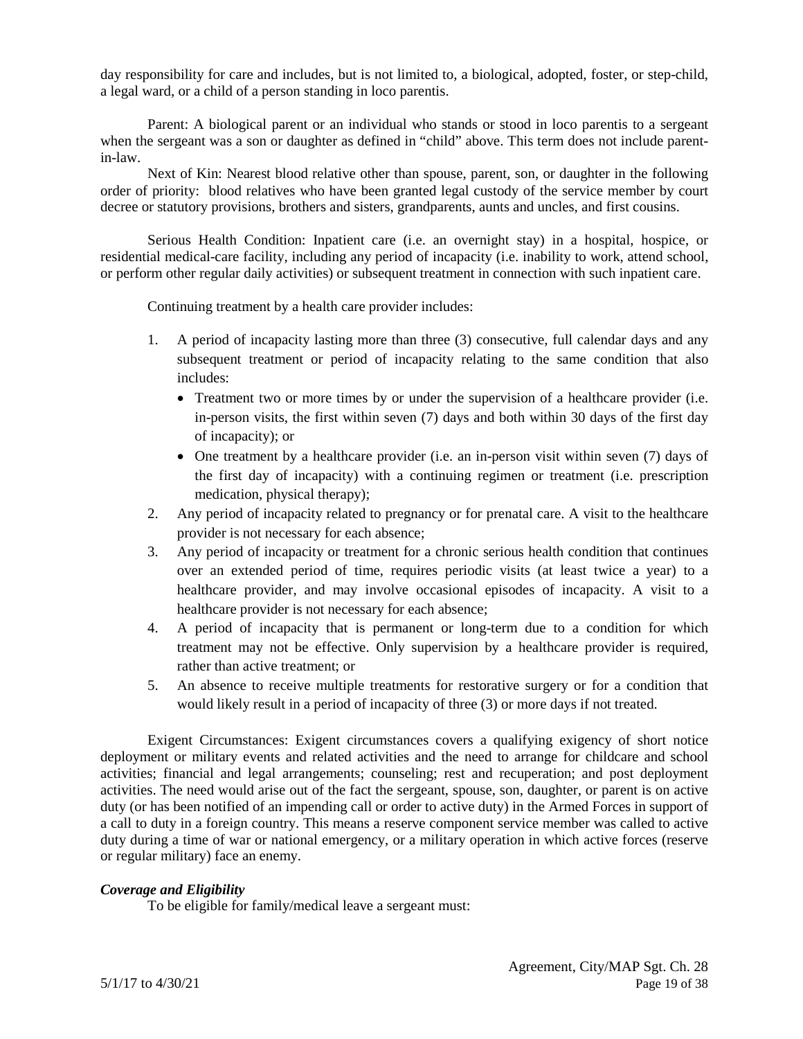day responsibility for care and includes, but is not limited to, a biological, adopted, foster, or step-child, a legal ward, or a child of a person standing in loco parentis.

Parent: A biological parent or an individual who stands or stood in loco parentis to a sergeant when the sergeant was a son or daughter as defined in "child" above. This term does not include parent-in-law.

Next of Kin: Nearest blood relative other than spouse, parent, son, or daughter in the following order of priority: blood relatives who have been granted legal custody of the service member by court decree or statutory provisions, brothers and sisters, grandparents, aunts and uncles, and first cousins.

Serious Health Condition: Inpatient care (i.e. an overnight stay) in a hospital, hospice, or residential medical-care facility, including any period of incapacity (i.e. inability to work, attend school, or perform other regular daily activities) or subsequent treatment in connection with such inpatient care.

Continuing treatment by a health care provider includes:

1. A period of incapacity lasting more than three (3) consecutive, full calendar days and any subsequent treatment or period of incapacity relating to the same condition that also includes:
   - Treatment two or more times by or under the supervision of a healthcare provider (i.e. in-person visits, the first within seven (7) days and both within 30 days of the first day of incapacity); or
   - One treatment by a healthcare provider (i.e. an in-person visit within seven (7) days of the first day of incapacity) with a continuing regimen or treatment (i.e. prescription medication, physical therapy);
2. Any period of incapacity related to pregnancy or for prenatal care. A visit to the healthcare provider is not necessary for each absence;
3. Any period of incapacity or treatment for a chronic serious health condition that continues over an extended period of time, requires periodic visits (at least twice a year) to a healthcare provider, and may involve occasional episodes of incapacity. A visit to a healthcare provider is not necessary for each absence;
4. A period of incapacity that is permanent or long-term due to a condition for which treatment may not be effective. Only supervision by a healthcare provider is required, rather than active treatment; or
5. An absence to receive multiple treatments for restorative surgery or for a condition that would likely result in a period of incapacity of three (3) or more days if not treated.

Exigent Circumstances: Exigent circumstances covers a qualifying exigency of short notice deployment or military events and related activities and the need to arrange for childcare and school activities; financial and legal arrangements; counseling; rest and recuperation; and post deployment activities. The need would arise out of the fact the sergeant, spouse, son, daughter, or parent is on active duty (or has been notified of an impending call or order to active duty) in the Armed Forces in support of a call to duty in a foreign country. This means a reserve component service member was called to active duty during a time of war or national emergency, or a military operation in which active forces (reserve or regular military) face an enemy.

***Coverage and Eligibility***

To be eligible for family/medical leave a sergeant must: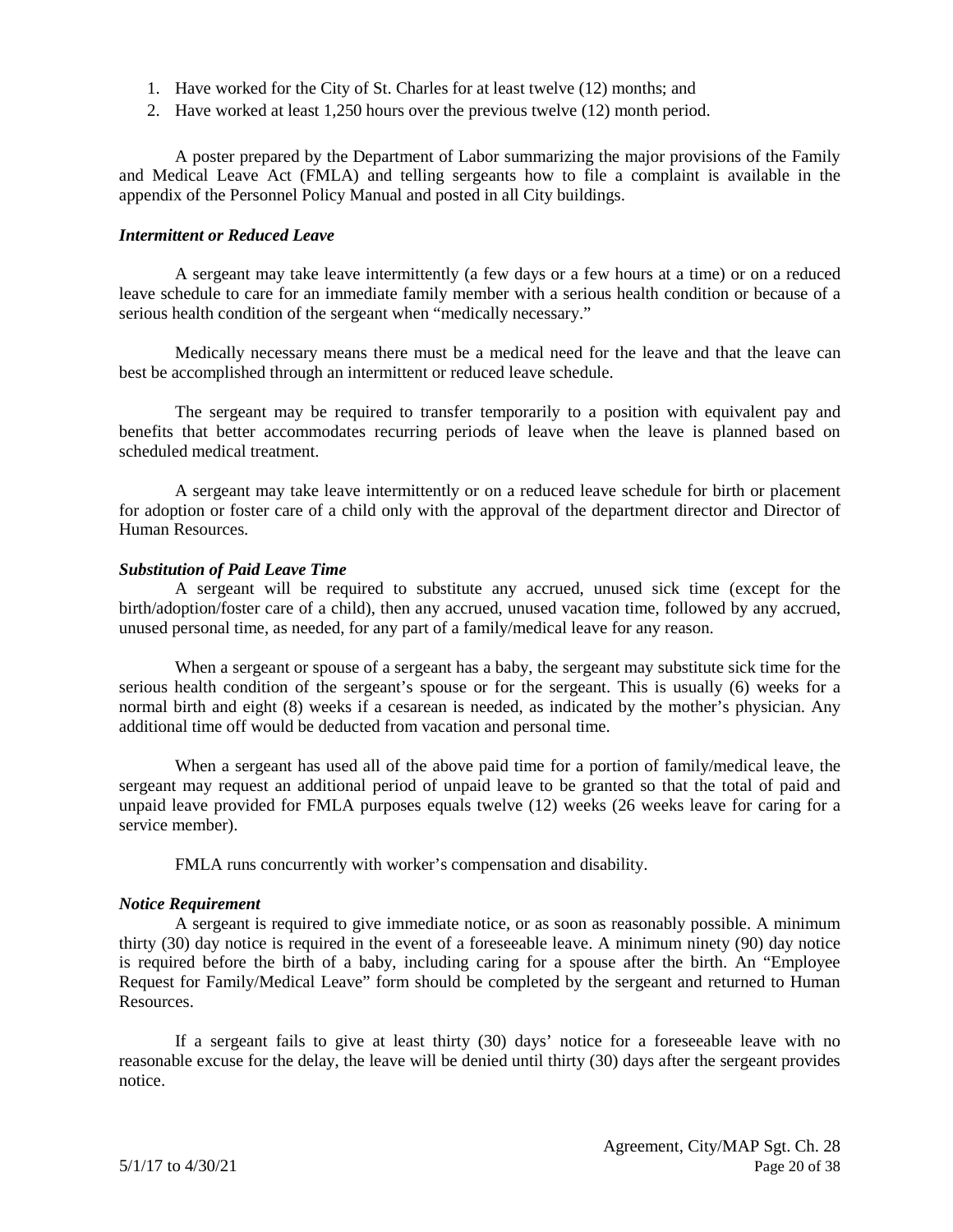1. Have worked for the City of St. Charles for at least twelve (12) months; and
2. Have worked at least 1,250 hours over the previous twelve (12) month period.

A poster prepared by the Department of Labor summarizing the major provisions of the Family and Medical Leave Act (FMLA) and telling sergeants how to file a complaint is available in the appendix of the Personnel Policy Manual and posted in all City buildings.

***Intermittent or Reduced Leave***

A sergeant may take leave intermittently (a few days or a few hours at a time) or on a reduced leave schedule to care for an immediate family member with a serious health condition or because of a serious health condition of the sergeant when "medically necessary."

Medically necessary means there must be a medical need for the leave and that the leave can best be accomplished through an intermittent or reduced leave schedule.

The sergeant may be required to transfer temporarily to a position with equivalent pay and benefits that better accommodates recurring periods of leave when the leave is planned based on scheduled medical treatment.

A sergeant may take leave intermittently or on a reduced leave schedule for birth or placement for adoption or foster care of a child only with the approval of the department director and Director of Human Resources.

***Substitution of Paid Leave Time***

A sergeant will be required to substitute any accrued, unused sick time (except for the birth/adoption/foster care of a child), then any accrued, unused vacation time, followed by any accrued, unused personal time, as needed, for any part of a family/medical leave for any reason.

When a sergeant or spouse of a sergeant has a baby, the sergeant may substitute sick time for the serious health condition of the sergeant's spouse or for the sergeant. This is usually (6) weeks for a normal birth and eight (8) weeks if a cesarean is needed, as indicated by the mother's physician. Any additional time off would be deducted from vacation and personal time.

When a sergeant has used all of the above paid time for a portion of family/medical leave, the sergeant may request an additional period of unpaid leave to be granted so that the total of paid and unpaid leave provided for FMLA purposes equals twelve (12) weeks (26 weeks leave for caring for a service member).

FMLA runs concurrently with worker's compensation and disability.

***Notice Requirement***

A sergeant is required to give immediate notice, or as soon as reasonably possible. A minimum thirty (30) day notice is required in the event of a foreseeable leave. A minimum ninety (90) day notice is required before the birth of a baby, including caring for a spouse after the birth. An "Employee Request for Family/Medical Leave" form should be completed by the sergeant and returned to Human Resources.

If a sergeant fails to give at least thirty (30) days' notice for a foreseeable leave with no reasonable excuse for the delay, the leave will be denied until thirty (30) days after the sergeant provides notice.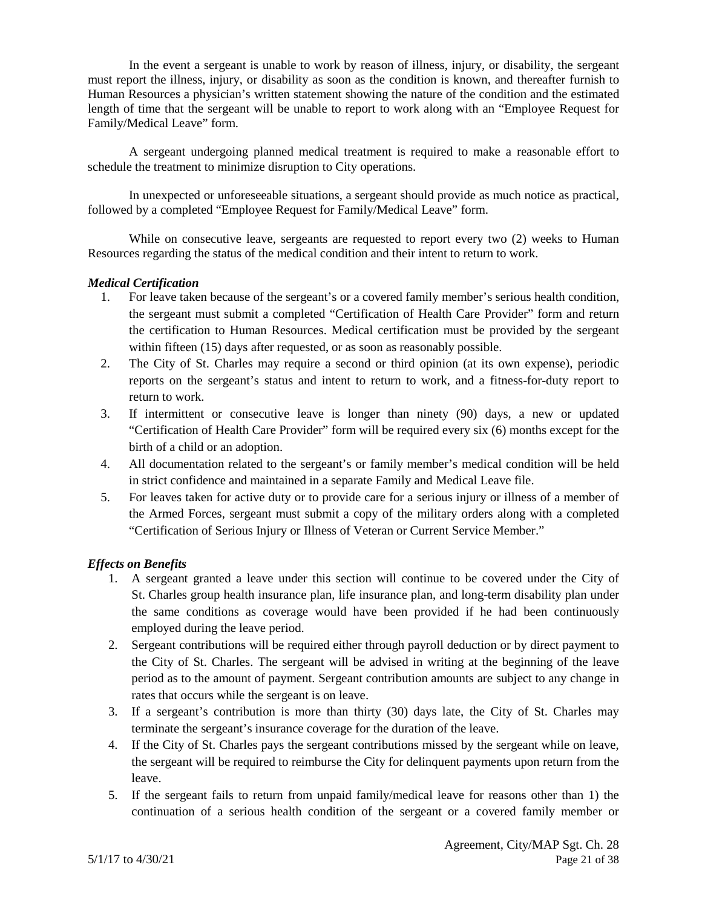In the event a sergeant is unable to work by reason of illness, injury, or disability, the sergeant must report the illness, injury, or disability as soon as the condition is known, and thereafter furnish to Human Resources a physician's written statement showing the nature of the condition and the estimated length of time that the sergeant will be unable to report to work along with an "Employee Request for Family/Medical Leave" form.

A sergeant undergoing planned medical treatment is required to make a reasonable effort to schedule the treatment to minimize disruption to City operations.

In unexpected or unforeseeable situations, a sergeant should provide as much notice as practical, followed by a completed "Employee Request for Family/Medical Leave" form.

While on consecutive leave, sergeants are requested to report every two (2) weeks to Human Resources regarding the status of the medical condition and their intent to return to work.

***Medical Certification***

1. For leave taken because of the sergeant's or a covered family member's serious health condition, the sergeant must submit a completed "Certification of Health Care Provider" form and return the certification to Human Resources. Medical certification must be provided by the sergeant within fifteen (15) days after requested, or as soon as reasonably possible.
2. The City of St. Charles may require a second or third opinion (at its own expense), periodic reports on the sergeant's status and intent to return to work, and a fitness-for-duty report to return to work.
3. If intermittent or consecutive leave is longer than ninety (90) days, a new or updated "Certification of Health Care Provider" form will be required every six (6) months except for the birth of a child or an adoption.
4. All documentation related to the sergeant's or family member's medical condition will be held in strict confidence and maintained in a separate Family and Medical Leave file.
5. For leaves taken for active duty or to provide care for a serious injury or illness of a member of the Armed Forces, sergeant must submit a copy of the military orders along with a completed "Certification of Serious Injury or Illness of Veteran or Current Service Member."

***Effects on Benefits***

1. A sergeant granted a leave under this section will continue to be covered under the City of St. Charles group health insurance plan, life insurance plan, and long-term disability plan under the same conditions as coverage would have been provided if he had been continuously employed during the leave period.
2. Sergeant contributions will be required either through payroll deduction or by direct payment to the City of St. Charles. The sergeant will be advised in writing at the beginning of the leave period as to the amount of payment. Sergeant contribution amounts are subject to any change in rates that occurs while the sergeant is on leave.
3. If a sergeant's contribution is more than thirty (30) days late, the City of St. Charles may terminate the sergeant's insurance coverage for the duration of the leave.
4. If the City of St. Charles pays the sergeant contributions missed by the sergeant while on leave, the sergeant will be required to reimburse the City for delinquent payments upon return from the leave.
5. If the sergeant fails to return from unpaid family/medical leave for reasons other than 1) the continuation of a serious health condition of the sergeant or a covered family member or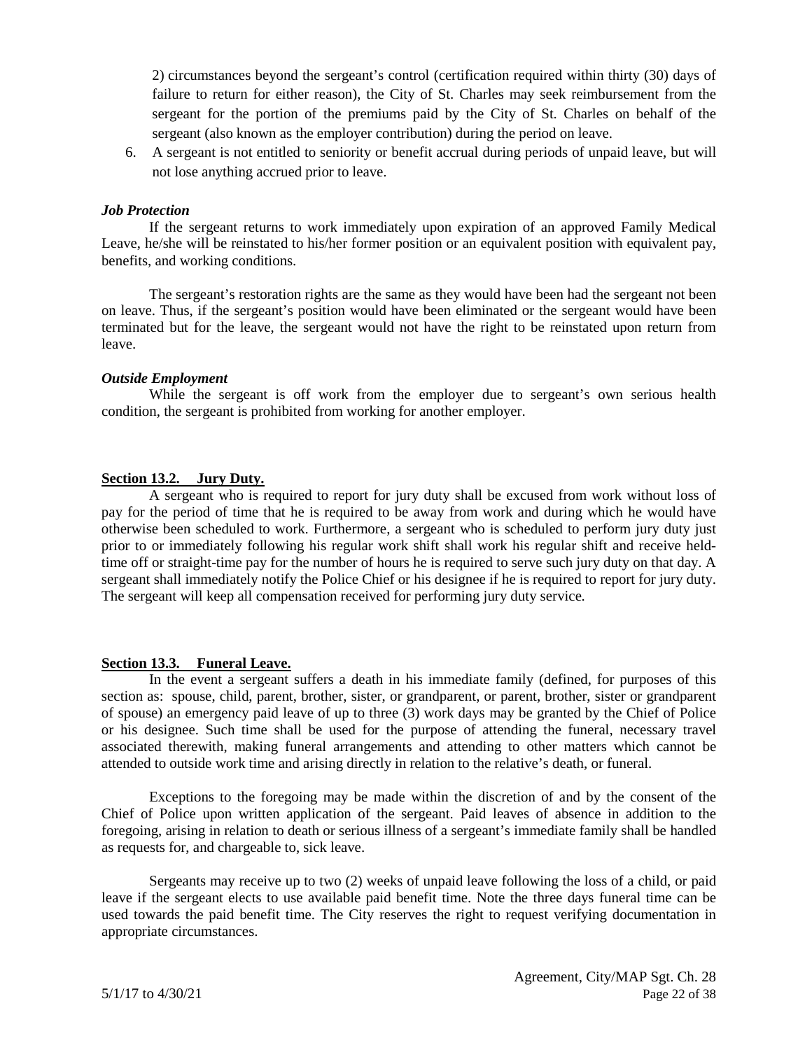2) circumstances beyond the sergeant's control (certification required within thirty (30) days of failure to return for either reason), the City of St. Charles may seek reimbursement from the sergeant for the portion of the premiums paid by the City of St. Charles on behalf of the sergeant (also known as the employer contribution) during the period on leave.

6. A sergeant is not entitled to seniority or benefit accrual during periods of unpaid leave, but will not lose anything accrued prior to leave.

***Job Protection***

If the sergeant returns to work immediately upon expiration of an approved Family Medical Leave, he/she will be reinstated to his/her former position or an equivalent position with equivalent pay, benefits, and working conditions.

The sergeant's restoration rights are the same as they would have been had the sergeant not been on leave. Thus, if the sergeant's position would have been eliminated or the sergeant would have been terminated but for the leave, the sergeant would not have the right to be reinstated upon return from leave.

***Outside Employment***

While the sergeant is off work from the employer due to sergeant's own serious health condition, the sergeant is prohibited from working for another employer.

## Section 13.2. Jury Duty.

A sergeant who is required to report for jury duty shall be excused from work without loss of pay for the period of time that he is required to be away from work and during which he would have otherwise been scheduled to work. Furthermore, a sergeant who is scheduled to perform jury duty just prior to or immediately following his regular work shift shall work his regular shift and receive held-time off or straight-time pay for the number of hours he is required to serve such jury duty on that day. A sergeant shall immediately notify the Police Chief or his designee if he is required to report for jury duty. The sergeant will keep all compensation received for performing jury duty service.

## Section 13.3. Funeral Leave.

In the event a sergeant suffers a death in his immediate family (defined, for purposes of this section as: spouse, child, parent, brother, sister, or grandparent, or parent, brother, sister or grandparent of spouse) an emergency paid leave of up to three (3) work days may be granted by the Chief of Police or his designee. Such time shall be used for the purpose of attending the funeral, necessary travel associated therewith, making funeral arrangements and attending to other matters which cannot be attended to outside work time and arising directly in relation to the relative's death, or funeral.

Exceptions to the foregoing may be made within the discretion of and by the consent of the Chief of Police upon written application of the sergeant. Paid leaves of absence in addition to the foregoing, arising in relation to death or serious illness of a sergeant's immediate family shall be handled as requests for, and chargeable to, sick leave.

Sergeants may receive up to two (2) weeks of unpaid leave following the loss of a child, or paid leave if the sergeant elects to use available paid benefit time. Note the three days funeral time can be used towards the paid benefit time. The City reserves the right to request verifying documentation in appropriate circumstances.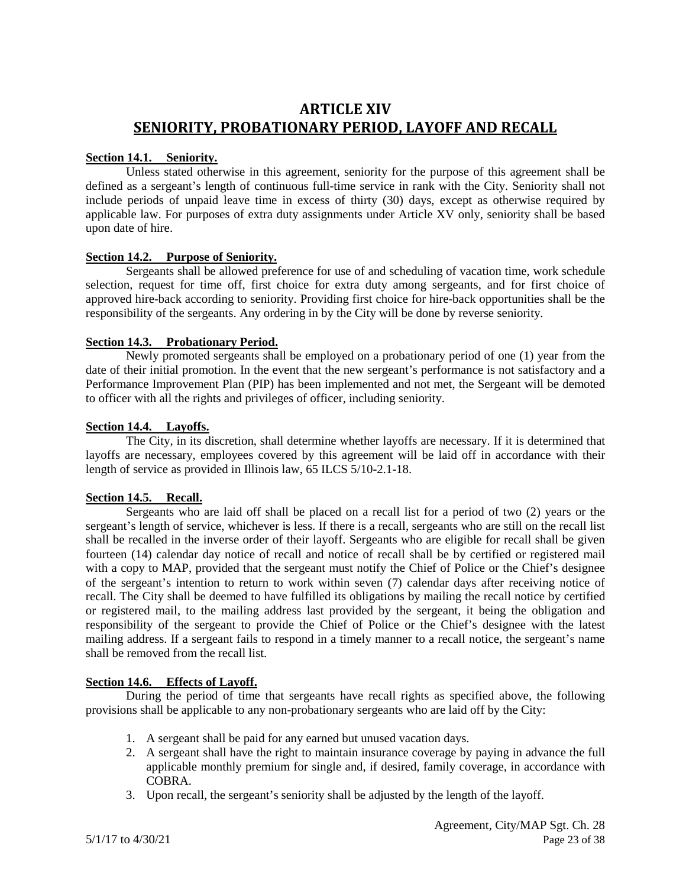# ARTICLE XIV
# SENIORITY, PROBATIONARY PERIOD, LAYOFF AND RECALL

**Section 14.1. Seniority.**

Unless stated otherwise in this agreement, seniority for the purpose of this agreement shall be defined as a sergeant's length of continuous full-time service in rank with the City. Seniority shall not include periods of unpaid leave time in excess of thirty (30) days, except as otherwise required by applicable law. For purposes of extra duty assignments under Article XV only, seniority shall be based upon date of hire.

**Section 14.2. Purpose of Seniority.**

Sergeants shall be allowed preference for use of and scheduling of vacation time, work schedule selection, request for time off, first choice for extra duty among sergeants, and for first choice of approved hire-back according to seniority. Providing first choice for hire-back opportunities shall be the responsibility of the sergeants. Any ordering in by the City will be done by reverse seniority.

**Section 14.3. Probationary Period.**

Newly promoted sergeants shall be employed on a probationary period of one (1) year from the date of their initial promotion. In the event that the new sergeant's performance is not satisfactory and a Performance Improvement Plan (PIP) has been implemented and not met, the Sergeant will be demoted to officer with all the rights and privileges of officer, including seniority.

**Section 14.4. Layoffs.**

The City, in its discretion, shall determine whether layoffs are necessary. If it is determined that layoffs are necessary, employees covered by this agreement will be laid off in accordance with their length of service as provided in Illinois law, 65 ILCS 5/10-2.1-18.

**Section 14.5. Recall.**

Sergeants who are laid off shall be placed on a recall list for a period of two (2) years or the sergeant's length of service, whichever is less. If there is a recall, sergeants who are still on the recall list shall be recalled in the inverse order of their layoff. Sergeants who are eligible for recall shall be given fourteen (14) calendar day notice of recall and notice of recall shall be by certified or registered mail with a copy to MAP, provided that the sergeant must notify the Chief of Police or the Chief's designee of the sergeant's intention to return to work within seven (7) calendar days after receiving notice of recall. The City shall be deemed to have fulfilled its obligations by mailing the recall notice by certified or registered mail, to the mailing address last provided by the sergeant, it being the obligation and responsibility of the sergeant to provide the Chief of Police or the Chief's designee with the latest mailing address. If a sergeant fails to respond in a timely manner to a recall notice, the sergeant's name shall be removed from the recall list.

**Section 14.6. Effects of Layoff.**

During the period of time that sergeants have recall rights as specified above, the following provisions shall be applicable to any non-probationary sergeants who are laid off by the City:

1. A sergeant shall be paid for any earned but unused vacation days.
2. A sergeant shall have the right to maintain insurance coverage by paying in advance the full applicable monthly premium for single and, if desired, family coverage, in accordance with COBRA.
3. Upon recall, the sergeant's seniority shall be adjusted by the length of the layoff.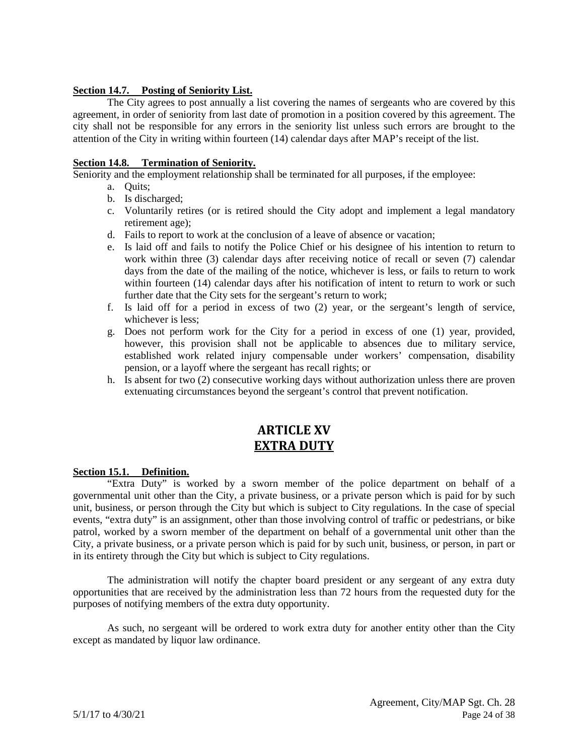**Section 14.7. Posting of Seniority List.**

The City agrees to post annually a list covering the names of sergeants who are covered by this agreement, in order of seniority from last date of promotion in a position covered by this agreement. The city shall not be responsible for any errors in the seniority list unless such errors are brought to the attention of the City in writing within fourteen (14) calendar days after MAP's receipt of the list.

**Section 14.8. Termination of Seniority.**

Seniority and the employment relationship shall be terminated for all purposes, if the employee:

a. Quits;
b. Is discharged;
c. Voluntarily retires (or is retired should the City adopt and implement a legal mandatory retirement age);
d. Fails to report to work at the conclusion of a leave of absence or vacation;
e. Is laid off and fails to notify the Police Chief or his designee of his intention to return to work within three (3) calendar days after receiving notice of recall or seven (7) calendar days from the date of the mailing of the notice, whichever is less, or fails to return to work within fourteen (14) calendar days after his notification of intent to return to work or such further date that the City sets for the sergeant's return to work;
f. Is laid off for a period in excess of two (2) year, or the sergeant's length of service, whichever is less;
g. Does not perform work for the City for a period in excess of one (1) year, provided, however, this provision shall not be applicable to absences due to military service, established work related injury compensable under workers' compensation, disability pension, or a layoff where the sergeant has recall rights; or
h. Is absent for two (2) consecutive working days without authorization unless there are proven extenuating circumstances beyond the sergeant's control that prevent notification.

# ARTICLE XV
# EXTRA DUTY

**Section 15.1. Definition.**

"Extra Duty" is worked by a sworn member of the police department on behalf of a governmental unit other than the City, a private business, or a private person which is paid for by such unit, business, or person through the City but which is subject to City regulations. In the case of special events, "extra duty" is an assignment, other than those involving control of traffic or pedestrians, or bike patrol, worked by a sworn member of the department on behalf of a governmental unit other than the City, a private business, or a private person which is paid for by such unit, business, or person, in part or in its entirety through the City but which is subject to City regulations.

The administration will notify the chapter board president or any sergeant of any extra duty opportunities that are received by the administration less than 72 hours from the requested duty for the purposes of notifying members of the extra duty opportunity.

As such, no sergeant will be ordered to work extra duty for another entity other than the City except as mandated by liquor law ordinance.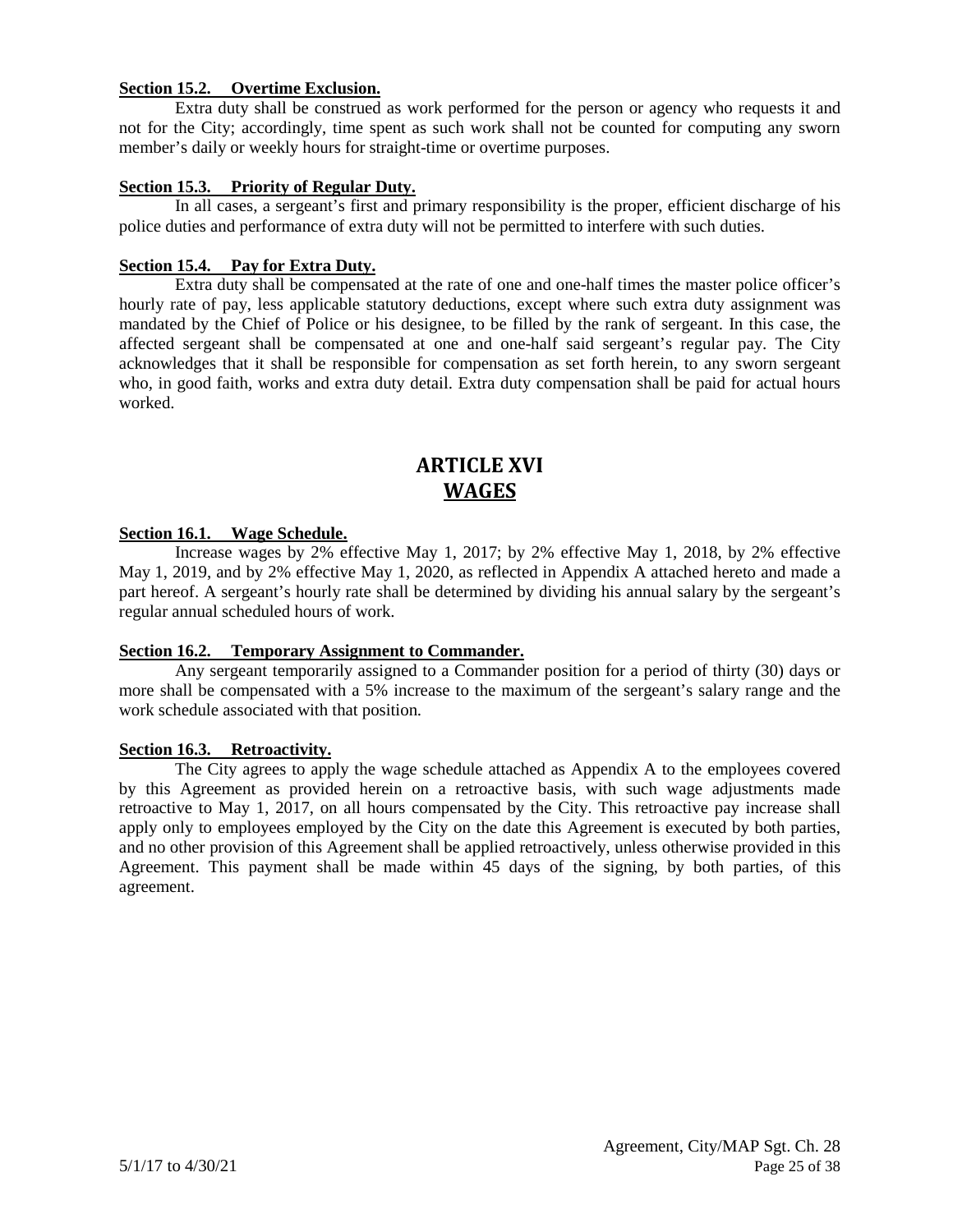**Section 15.2. Overtime Exclusion.**

Extra duty shall be construed as work performed for the person or agency who requests it and not for the City; accordingly, time spent as such work shall not be counted for computing any sworn member's daily or weekly hours for straight-time or overtime purposes.

**Section 15.3. Priority of Regular Duty.**

In all cases, a sergeant's first and primary responsibility is the proper, efficient discharge of his police duties and performance of extra duty will not be permitted to interfere with such duties.

**Section 15.4. Pay for Extra Duty.**

Extra duty shall be compensated at the rate of one and one-half times the master police officer's hourly rate of pay, less applicable statutory deductions, except where such extra duty assignment was mandated by the Chief of Police or his designee, to be filled by the rank of sergeant. In this case, the affected sergeant shall be compensated at one and one-half said sergeant's regular pay. The City acknowledges that it shall be responsible for compensation as set forth herein, to any sworn sergeant who, in good faith, works and extra duty detail. Extra duty compensation shall be paid for actual hours worked.

# ARTICLE XVI
# WAGES

**Section 16.1. Wage Schedule.**

Increase wages by 2% effective May 1, 2017; by 2% effective May 1, 2018, by 2% effective May 1, 2019, and by 2% effective May 1, 2020, as reflected in Appendix A attached hereto and made a part hereof. A sergeant's hourly rate shall be determined by dividing his annual salary by the sergeant's regular annual scheduled hours of work.

**Section 16.2. Temporary Assignment to Commander.**

Any sergeant temporarily assigned to a Commander position for a period of thirty (30) days or more shall be compensated with a 5% increase to the maximum of the sergeant's salary range and the work schedule associated with that position.

**Section 16.3. Retroactivity.**

The City agrees to apply the wage schedule attached as Appendix A to the employees covered by this Agreement as provided herein on a retroactive basis, with such wage adjustments made retroactive to May 1, 2017, on all hours compensated by the City. This retroactive pay increase shall apply only to employees employed by the City on the date this Agreement is executed by both parties, and no other provision of this Agreement shall be applied retroactively, unless otherwise provided in this Agreement. This payment shall be made within 45 days of the signing, by both parties, of this agreement.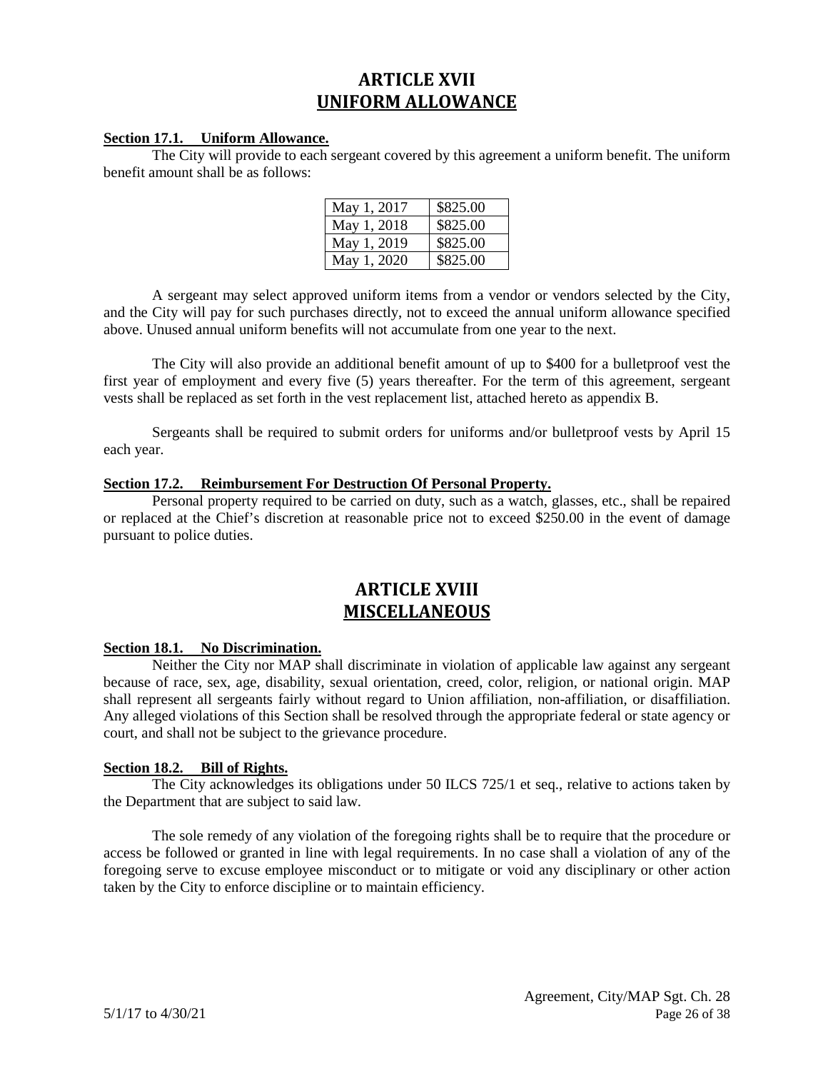# ARTICLE XVII
# UNIFORM ALLOWANCE

**Section 17.1. Uniform Allowance.**

The City will provide to each sergeant covered by this agreement a uniform benefit. The uniform benefit amount shall be as follows:

| | |
|---|---|
| May 1, 2017 | \$825.00 |
| May 1, 2018 | \$825.00 |
| May 1, 2019 | \$825.00 |
| May 1, 2020 | \$825.00 |

A sergeant may select approved uniform items from a vendor or vendors selected by the City, and the City will pay for such purchases directly, not to exceed the annual uniform allowance specified above. Unused annual uniform benefits will not accumulate from one year to the next.

The City will also provide an additional benefit amount of up to \$400 for a bulletproof vest the first year of employment and every five (5) years thereafter. For the term of this agreement, sergeant vests shall be replaced as set forth in the vest replacement list, attached hereto as appendix B.

Sergeants shall be required to submit orders for uniforms and/or bulletproof vests by April 15 each year.

**Section 17.2. Reimbursement For Destruction Of Personal Property.**

Personal property required to be carried on duty, such as a watch, glasses, etc., shall be repaired or replaced at the Chief's discretion at reasonable price not to exceed \$250.00 in the event of damage pursuant to police duties.

# ARTICLE XVIII
# MISCELLANEOUS

**Section 18.1. No Discrimination.**

Neither the City nor MAP shall discriminate in violation of applicable law against any sergeant because of race, sex, age, disability, sexual orientation, creed, color, religion, or national origin. MAP shall represent all sergeants fairly without regard to Union affiliation, non-affiliation, or disaffiliation. Any alleged violations of this Section shall be resolved through the appropriate federal or state agency or court, and shall not be subject to the grievance procedure.

**Section 18.2. Bill of Rights.**

The City acknowledges its obligations under 50 ILCS 725/1 et seq., relative to actions taken by the Department that are subject to said law.

The sole remedy of any violation of the foregoing rights shall be to require that the procedure or access be followed or granted in line with legal requirements. In no case shall a violation of any of the foregoing serve to excuse employee misconduct or to mitigate or void any disciplinary or other action taken by the City to enforce discipline or to maintain efficiency.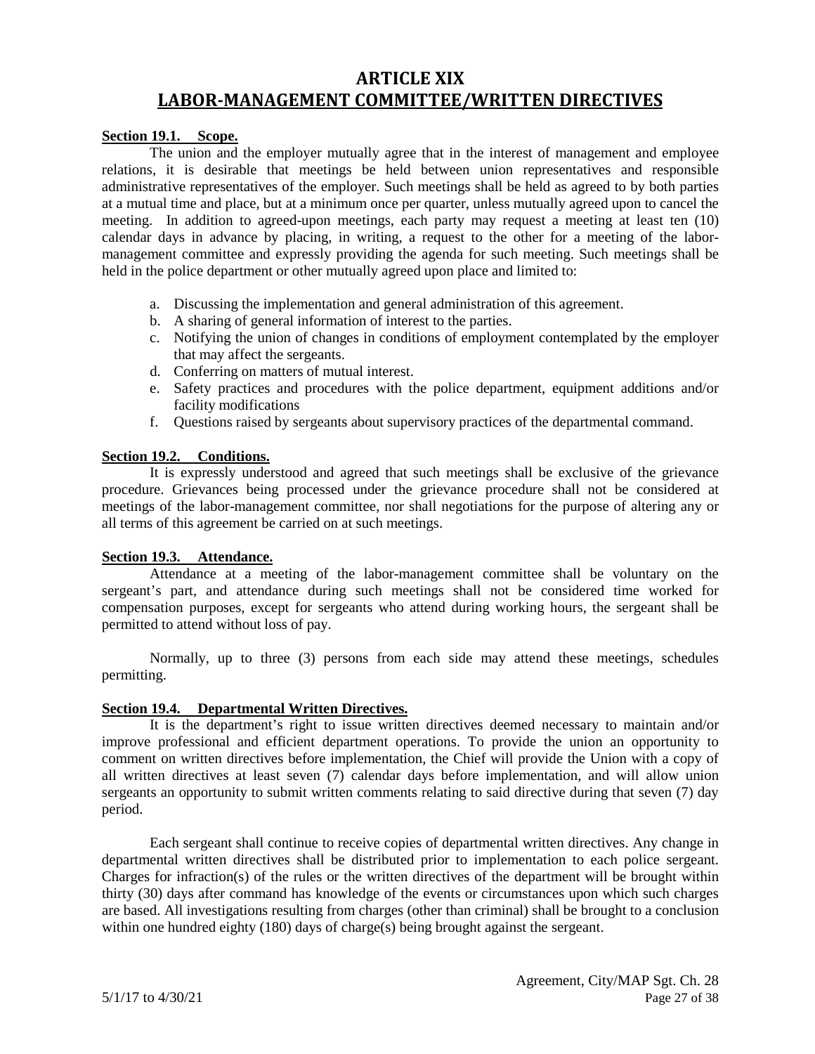# ARTICLE XIX
# LABOR-MANAGEMENT COMMITTEE/WRITTEN DIRECTIVES

**Section 19.1. Scope.**

The union and the employer mutually agree that in the interest of management and employee relations, it is desirable that meetings be held between union representatives and responsible administrative representatives of the employer. Such meetings shall be held as agreed to by both parties at a mutual time and place, but at a minimum once per quarter, unless mutually agreed upon to cancel the meeting. In addition to agreed-upon meetings, each party may request a meeting at least ten (10) calendar days in advance by placing, in writing, a request to the other for a meeting of the labor-management committee and expressly providing the agenda for such meeting. Such meetings shall be held in the police department or other mutually agreed upon place and limited to:

a. Discussing the implementation and general administration of this agreement.
b. A sharing of general information of interest to the parties.
c. Notifying the union of changes in conditions of employment contemplated by the employer that may affect the sergeants.
d. Conferring on matters of mutual interest.
e. Safety practices and procedures with the police department, equipment additions and/or facility modifications
f. Questions raised by sergeants about supervisory practices of the departmental command.

**Section 19.2. Conditions.**

It is expressly understood and agreed that such meetings shall be exclusive of the grievance procedure. Grievances being processed under the grievance procedure shall not be considered at meetings of the labor-management committee, nor shall negotiations for the purpose of altering any or all terms of this agreement be carried on at such meetings.

**Section 19.3. Attendance.**

Attendance at a meeting of the labor-management committee shall be voluntary on the sergeant's part, and attendance during such meetings shall not be considered time worked for compensation purposes, except for sergeants who attend during working hours, the sergeant shall be permitted to attend without loss of pay.

Normally, up to three (3) persons from each side may attend these meetings, schedules permitting.

**Section 19.4. Departmental Written Directives.**

It is the department's right to issue written directives deemed necessary to maintain and/or improve professional and efficient department operations. To provide the union an opportunity to comment on written directives before implementation, the Chief will provide the Union with a copy of all written directives at least seven (7) calendar days before implementation, and will allow union sergeants an opportunity to submit written comments relating to said directive during that seven (7) day period.

Each sergeant shall continue to receive copies of departmental written directives. Any change in departmental written directives shall be distributed prior to implementation to each police sergeant. Charges for infraction(s) of the rules or the written directives of the department will be brought within thirty (30) days after command has knowledge of the events or circumstances upon which such charges are based. All investigations resulting from charges (other than criminal) shall be brought to a conclusion within one hundred eighty (180) days of charge(s) being brought against the sergeant.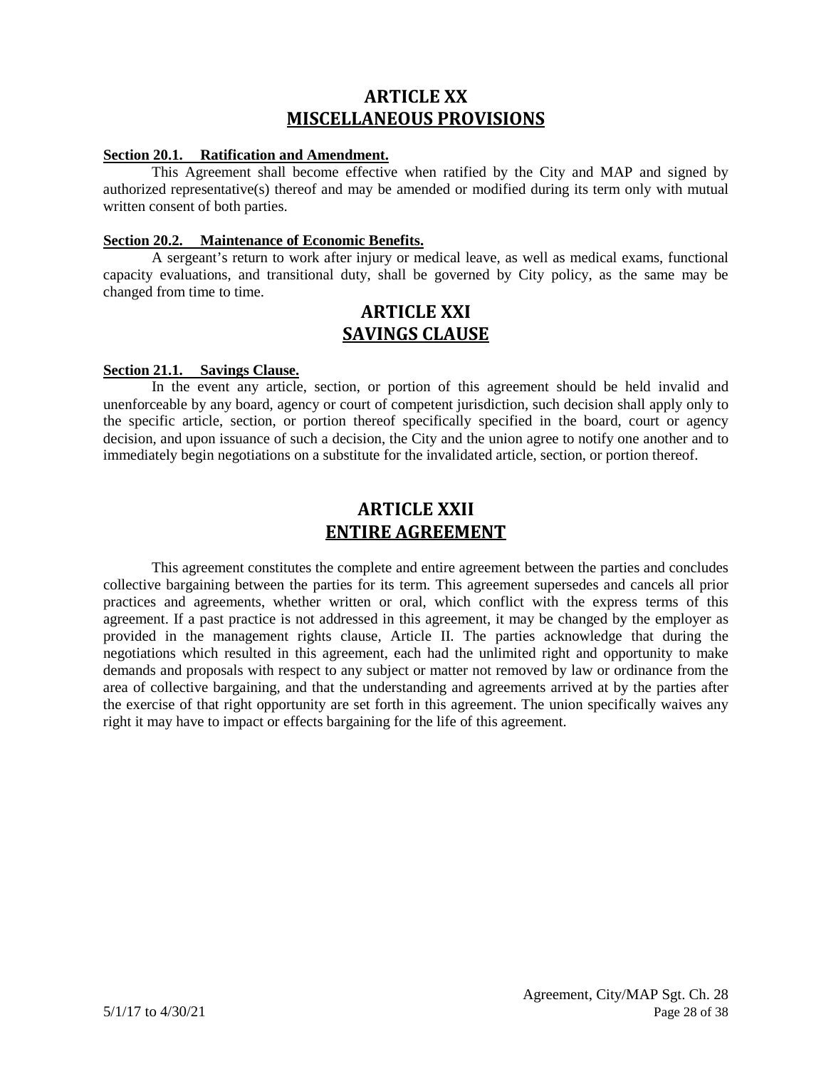# ARTICLE XX
# MISCELLANEOUS PROVISIONS

**Section 20.1. Ratification and Amendment.**

This Agreement shall become effective when ratified by the City and MAP and signed by authorized representative(s) thereof and may be amended or modified during its term only with mutual written consent of both parties.

**Section 20.2. Maintenance of Economic Benefits.**

A sergeant's return to work after injury or medical leave, as well as medical exams, functional capacity evaluations, and transitional duty, shall be governed by City policy, as the same may be changed from time to time.

# ARTICLE XXI
# SAVINGS CLAUSE

**Section 21.1. Savings Clause.**

In the event any article, section, or portion of this agreement should be held invalid and unenforceable by any board, agency or court of competent jurisdiction, such decision shall apply only to the specific article, section, or portion thereof specifically specified in the board, court or agency decision, and upon issuance of such a decision, the City and the union agree to notify one another and to immediately begin negotiations on a substitute for the invalidated article, section, or portion thereof.

# ARTICLE XXII
# ENTIRE AGREEMENT

This agreement constitutes the complete and entire agreement between the parties and concludes collective bargaining between the parties for its term. This agreement supersedes and cancels all prior practices and agreements, whether written or oral, which conflict with the express terms of this agreement. If a past practice is not addressed in this agreement, it may be changed by the employer as provided in the management rights clause, Article II. The parties acknowledge that during the negotiations which resulted in this agreement, each had the unlimited right and opportunity to make demands and proposals with respect to any subject or matter not removed by law or ordinance from the area of collective bargaining, and that the understanding and agreements arrived at by the parties after the exercise of that right opportunity are set forth in this agreement. The union specifically waives any right it may have to impact or effects bargaining for the life of this agreement.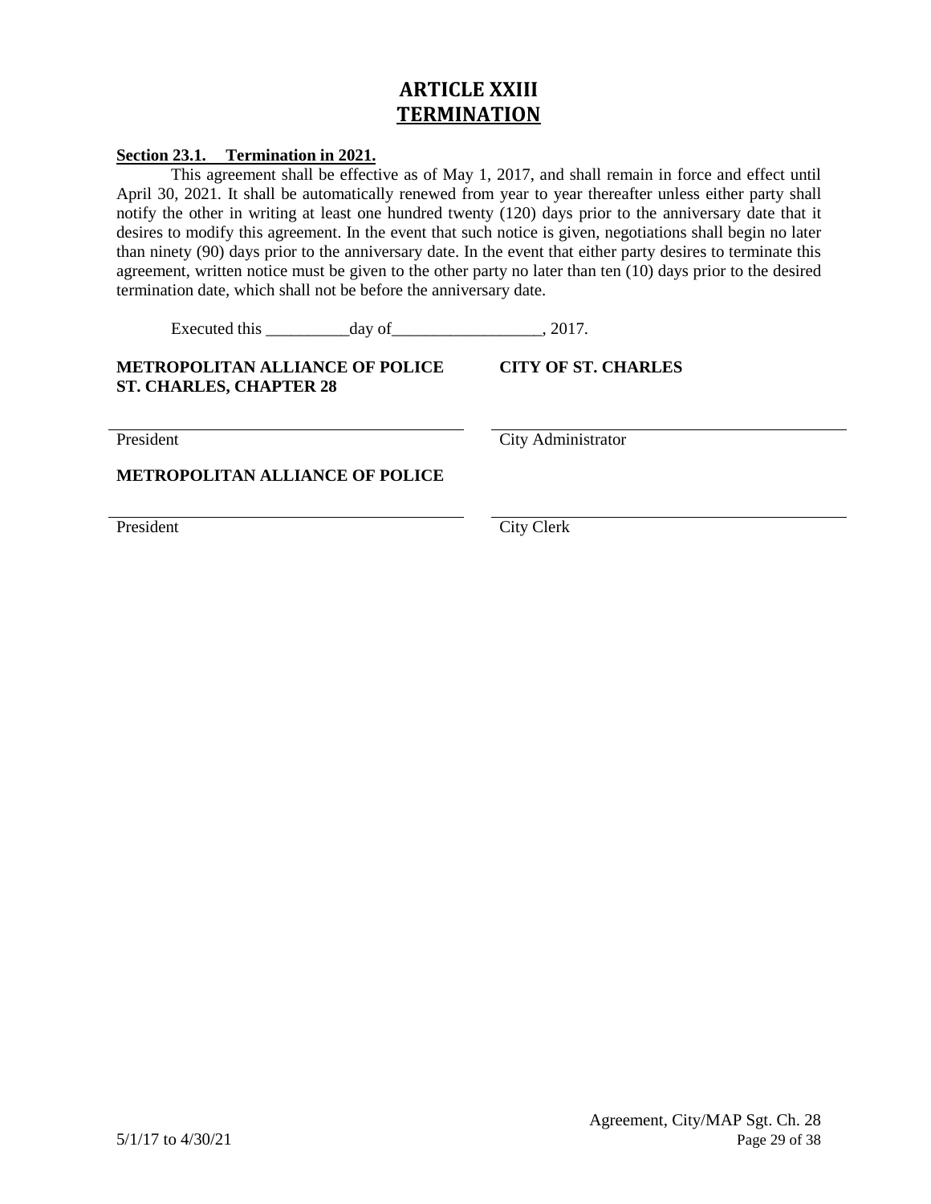# ARTICLE XXIII
# TERMINATION

**Section 23.1. Termination in 2021.**

This agreement shall be effective as of May 1, 2017, and shall remain in force and effect until April 30, 2021. It shall be automatically renewed from year to year thereafter unless either party shall notify the other in writing at least one hundred twenty (120) days prior to the anniversary date that it desires to modify this agreement. In the event that such notice is given, negotiations shall begin no later than ninety (90) days prior to the anniversary date. In the event that either party desires to terminate this agreement, written notice must be given to the other party no later than ten (10) days prior to the desired termination date, which shall not be before the anniversary date.

Executed this __________day of__________________, 2017.

| **METROPOLITAN ALLIANCE OF POLICE ST. CHARLES, CHAPTER 28** | **CITY OF ST. CHARLES** |
|---|---|
| ______________________________ | ______________________________ |
| President | City Administrator |
| **METROPOLITAN ALLIANCE OF POLICE** | |
| ______________________________ | ______________________________ |
| President | City Clerk |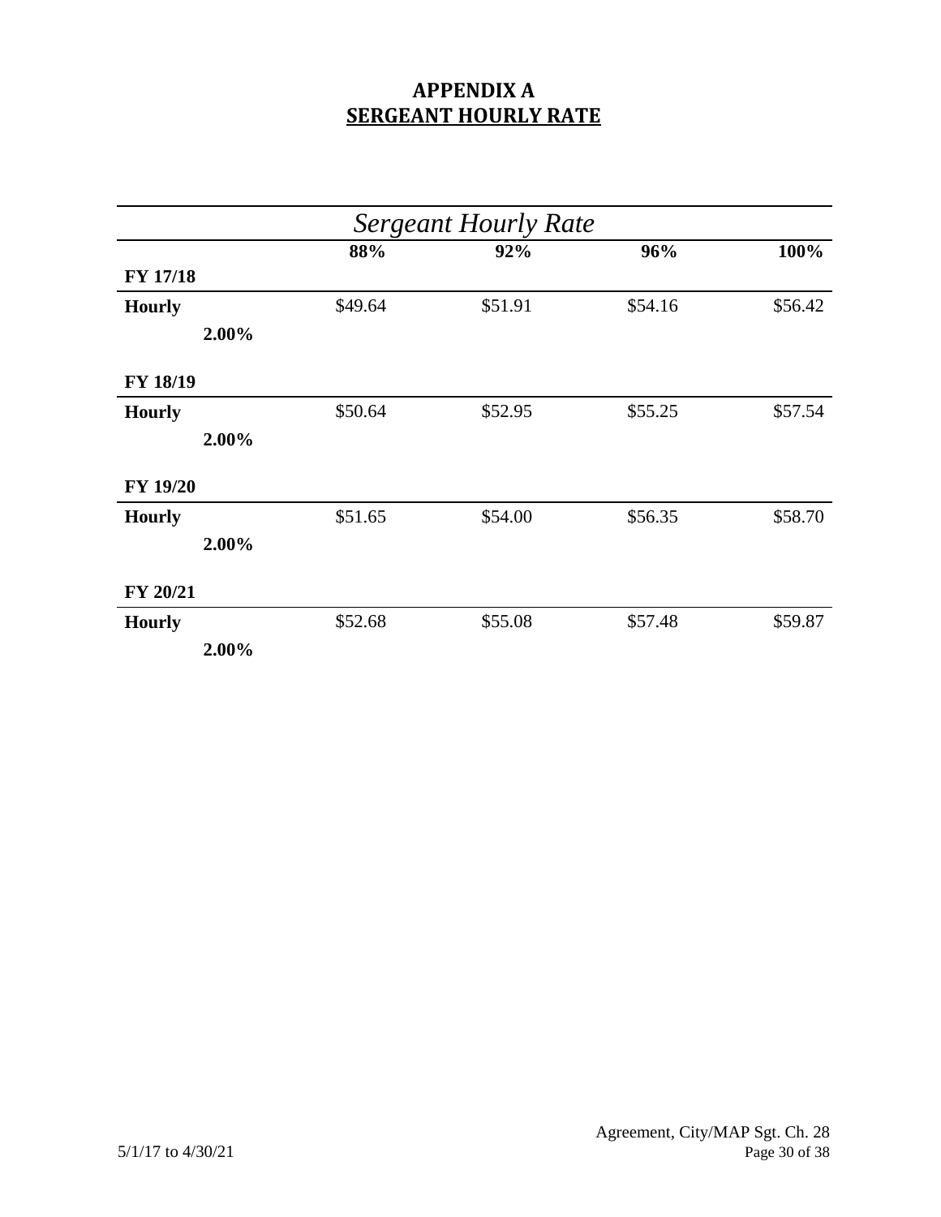# APPENDIX A
## SERGEANT HOURLY RATE

| *Sergeant Hourly Rate* | | | | | |
|---|---|---|---|---|---|
| | | **88%** | **92%** | **96%** | **100%** |
| **FY 17/18** | | | | | |
| **Hourly** | | $49.64 | $51.91 | $54.16 | $56.42 |
| | **2.00%** | | | | |
| **FY 18/19** | | | | | |
| **Hourly** | | $50.64 | $52.95 | $55.25 | $57.54 |
| | **2.00%** | | | | |
| **FY 19/20** | | | | | |
| **Hourly** | | $51.65 | $54.00 | $56.35 | $58.70 |
| | **2.00%** | | | | |
| **FY 20/21** | | | | | |
| **Hourly** | | $52.68 | $55.08 | $57.48 | $59.87 |
| | **2.00%** | | | | |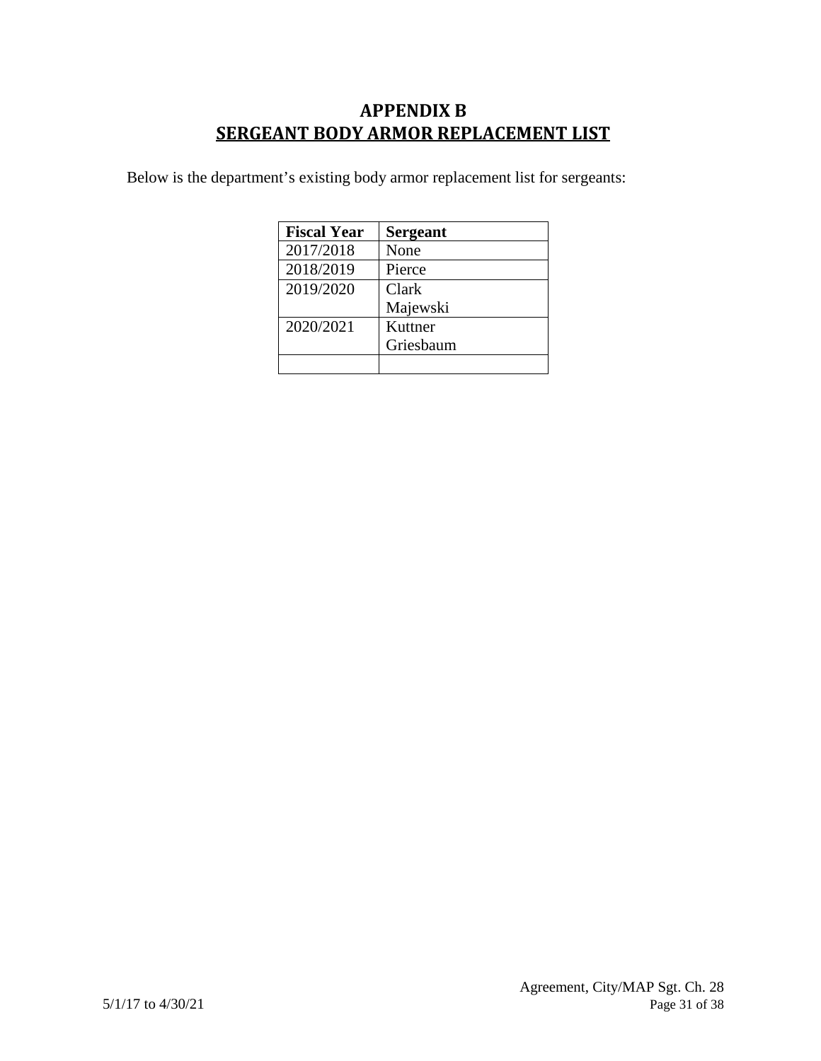# APPENDIX B
## SERGEANT BODY ARMOR REPLACEMENT LIST

Below is the department's existing body armor replacement list for sergeants:

| Fiscal Year | Sergeant |
|---|---|
| 2017/2018 | None |
| 2018/2019 | Pierce |
| 2019/2020 | Clark<br>Majewski |
| 2020/2021 | Kuttner<br>Griesbaum |
| | |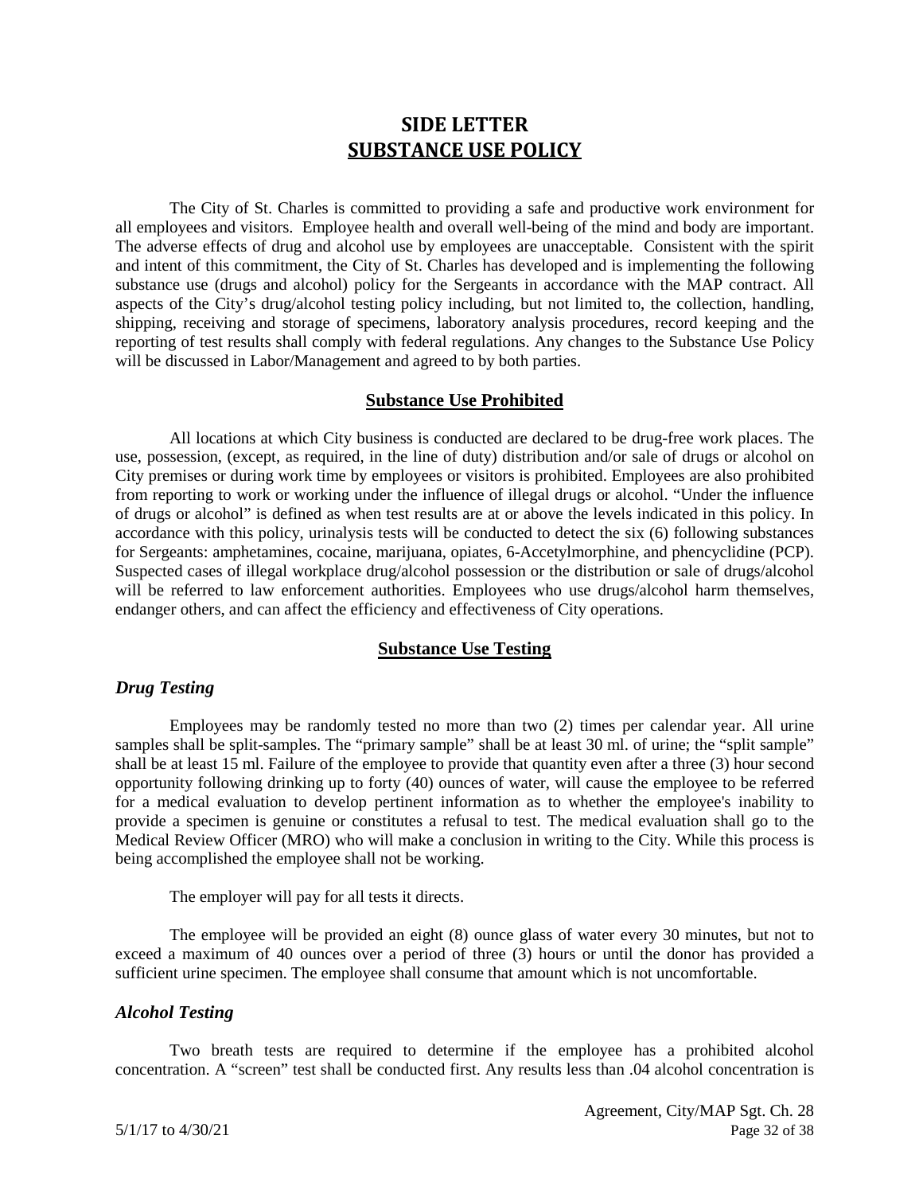# SIDE LETTER
## SUBSTANCE USE POLICY

The City of St. Charles is committed to providing a safe and productive work environment for all employees and visitors. Employee health and overall well-being of the mind and body are important. The adverse effects of drug and alcohol use by employees are unacceptable. Consistent with the spirit and intent of this commitment, the City of St. Charles has developed and is implementing the following substance use (drugs and alcohol) policy for the Sergeants in accordance with the MAP contract. All aspects of the City's drug/alcohol testing policy including, but not limited to, the collection, handling, shipping, receiving and storage of specimens, laboratory analysis procedures, record keeping and the reporting of test results shall comply with federal regulations. Any changes to the Substance Use Policy will be discussed in Labor/Management and agreed to by both parties.

### Substance Use Prohibited

All locations at which City business is conducted are declared to be drug-free work places. The use, possession, (except, as required, in the line of duty) distribution and/or sale of drugs or alcohol on City premises or during work time by employees or visitors is prohibited. Employees are also prohibited from reporting to work or working under the influence of illegal drugs or alcohol. "Under the influence of drugs or alcohol" is defined as when test results are at or above the levels indicated in this policy. In accordance with this policy, urinalysis tests will be conducted to detect the six (6) following substances for Sergeants: amphetamines, cocaine, marijuana, opiates, 6-Accetylmorphine, and phencyclidine (PCP). Suspected cases of illegal workplace drug/alcohol possession or the distribution or sale of drugs/alcohol will be referred to law enforcement authorities. Employees who use drugs/alcohol harm themselves, endanger others, and can affect the efficiency and effectiveness of City operations.

### Substance Use Testing

#### *Drug Testing*

Employees may be randomly tested no more than two (2) times per calendar year. All urine samples shall be split-samples. The "primary sample" shall be at least 30 ml. of urine; the "split sample" shall be at least 15 ml. Failure of the employee to provide that quantity even after a three (3) hour second opportunity following drinking up to forty (40) ounces of water, will cause the employee to be referred for a medical evaluation to develop pertinent information as to whether the employee's inability to provide a specimen is genuine or constitutes a refusal to test. The medical evaluation shall go to the Medical Review Officer (MRO) who will make a conclusion in writing to the City. While this process is being accomplished the employee shall not be working.

The employer will pay for all tests it directs.

The employee will be provided an eight (8) ounce glass of water every 30 minutes, but not to exceed a maximum of 40 ounces over a period of three (3) hours or until the donor has provided a sufficient urine specimen. The employee shall consume that amount which is not uncomfortable.

#### *Alcohol Testing*

Two breath tests are required to determine if the employee has a prohibited alcohol concentration. A "screen" test shall be conducted first. Any results less than .04 alcohol concentration is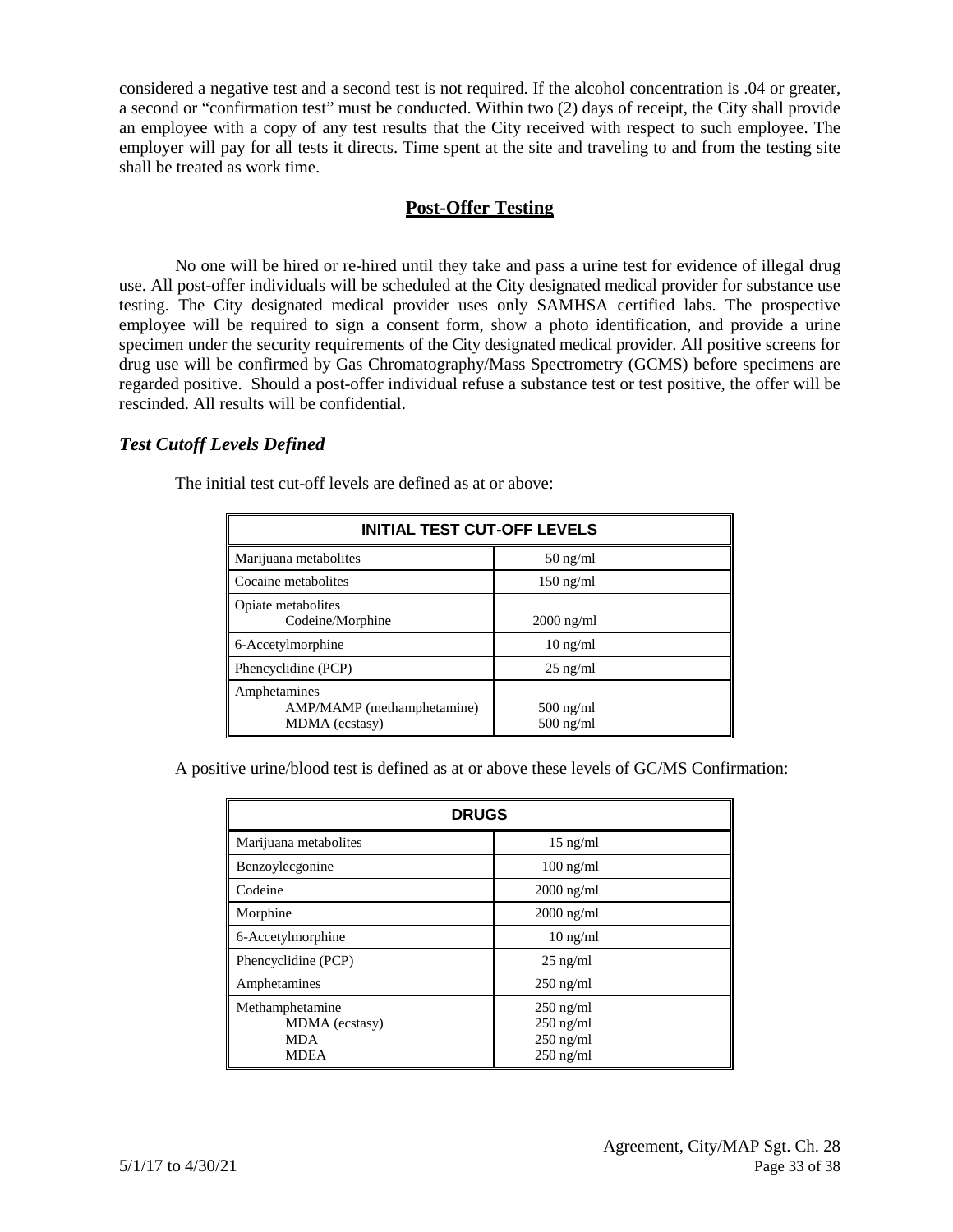considered a negative test and a second test is not required. If the alcohol concentration is .04 or greater, a second or "confirmation test" must be conducted. Within two (2) days of receipt, the City shall provide an employee with a copy of any test results that the City received with respect to such employee. The employer will pay for all tests it directs. Time spent at the site and traveling to and from the testing site shall be treated as work time.

## **Post-Offer Testing**

No one will be hired or re-hired until they take and pass a urine test for evidence of illegal drug use. All post-offer individuals will be scheduled at the City designated medical provider for substance use testing. The City designated medical provider uses only SAMHSA certified labs. The prospective employee will be required to sign a consent form, show a photo identification, and provide a urine specimen under the security requirements of the City designated medical provider. All positive screens for drug use will be confirmed by Gas Chromatography/Mass Spectrometry (GCMS) before specimens are regarded positive. Should a post-offer individual refuse a substance test or test positive, the offer will be rescinded. All results will be confidential.

### *Test Cutoff Levels Defined*

The initial test cut-off levels are defined as at or above:

| INITIAL TEST CUT-OFF LEVELS | |
|---|---|
| Marijuana metabolites | 50 ng/ml |
| Cocaine metabolites | 150 ng/ml |
| Opiate metabolites<br>Codeine/Morphine | <br>2000 ng/ml |
| 6-Accetylmorphine | 10 ng/ml |
| Phencyclidine (PCP) | 25 ng/ml |
| Amphetamines<br>AMP/MAMP (methamphetamine)<br>MDMA (ecstasy) | <br>500 ng/ml<br>500 ng/ml |

A positive urine/blood test is defined as at or above these levels of GC/MS Confirmation:

| DRUGS | |
|---|---|
| Marijuana metabolites | 15 ng/ml |
| Benzoylecgonine | 100 ng/ml |
| Codeine | 2000 ng/ml |
| Morphine | 2000 ng/ml |
| 6-Accetylmorphine | 10 ng/ml |
| Phencyclidine (PCP) | 25 ng/ml |
| Amphetamines | 250 ng/ml |
| Methamphetamine<br>MDMA (ecstasy)<br>MDA<br>MDEA | 250 ng/ml<br>250 ng/ml<br>250 ng/ml<br>250 ng/ml |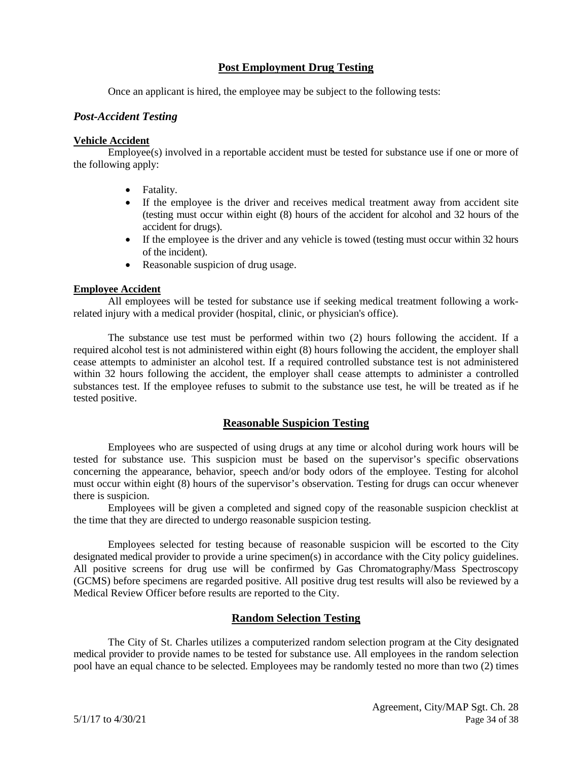## Post Employment Drug Testing

Once an applicant is hired, the employee may be subject to the following tests:

### *Post-Accident Testing*

**Vehicle Accident**

Employee(s) involved in a reportable accident must be tested for substance use if one or more of the following apply:

- Fatality.
- If the employee is the driver and receives medical treatment away from accident site (testing must occur within eight (8) hours of the accident for alcohol and 32 hours of the accident for drugs).
- If the employee is the driver and any vehicle is towed (testing must occur within 32 hours of the incident).
- Reasonable suspicion of drug usage.

**Employee Accident**

All employees will be tested for substance use if seeking medical treatment following a work-related injury with a medical provider (hospital, clinic, or physician's office).

The substance use test must be performed within two (2) hours following the accident. If a required alcohol test is not administered within eight (8) hours following the accident, the employer shall cease attempts to administer an alcohol test. If a required controlled substance test is not administered within 32 hours following the accident, the employer shall cease attempts to administer a controlled substances test. If the employee refuses to submit to the substance use test, he will be treated as if he tested positive.

## Reasonable Suspicion Testing

Employees who are suspected of using drugs at any time or alcohol during work hours will be tested for substance use. This suspicion must be based on the supervisor's specific observations concerning the appearance, behavior, speech and/or body odors of the employee. Testing for alcohol must occur within eight (8) hours of the supervisor's observation. Testing for drugs can occur whenever there is suspicion.

Employees will be given a completed and signed copy of the reasonable suspicion checklist at the time that they are directed to undergo reasonable suspicion testing.

Employees selected for testing because of reasonable suspicion will be escorted to the City designated medical provider to provide a urine specimen(s) in accordance with the City policy guidelines. All positive screens for drug use will be confirmed by Gas Chromatography/Mass Spectroscopy (GCMS) before specimens are regarded positive. All positive drug test results will also be reviewed by a Medical Review Officer before results are reported to the City.

## Random Selection Testing

The City of St. Charles utilizes a computerized random selection program at the City designated medical provider to provide names to be tested for substance use. All employees in the random selection pool have an equal chance to be selected. Employees may be randomly tested no more than two (2) times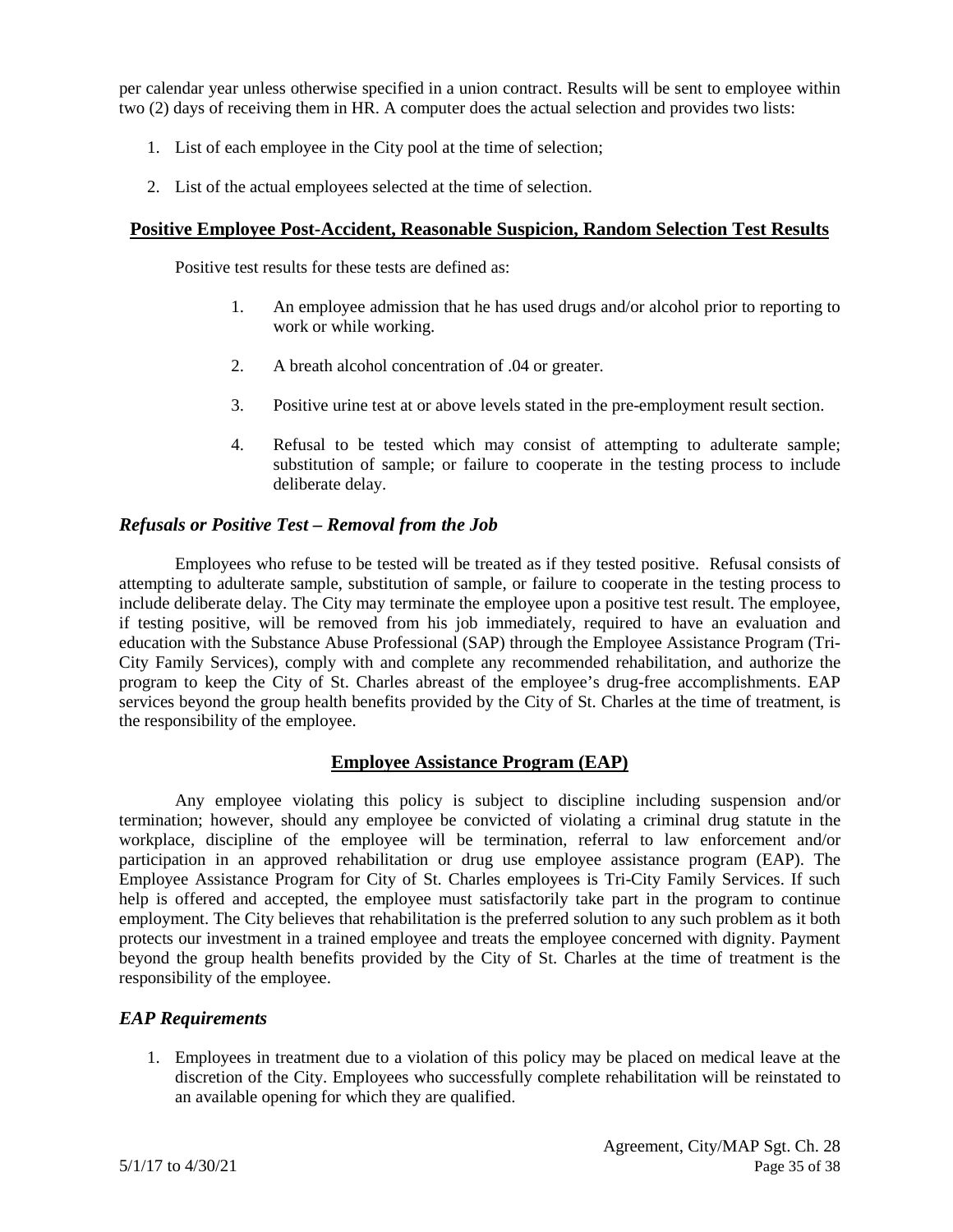per calendar year unless otherwise specified in a union contract. Results will be sent to employee within two (2) days of receiving them in HR. A computer does the actual selection and provides two lists:

1. List of each employee in the City pool at the time of selection;
2. List of the actual employees selected at the time of selection.

## Positive Employee Post-Accident, Reasonable Suspicion, Random Selection Test Results

Positive test results for these tests are defined as:

1. An employee admission that he has used drugs and/or alcohol prior to reporting to work or while working.
2. A breath alcohol concentration of .04 or greater.
3. Positive urine test at or above levels stated in the pre-employment result section.
4. Refusal to be tested which may consist of attempting to adulterate sample; substitution of sample; or failure to cooperate in the testing process to include deliberate delay.

### *Refusals or Positive Test – Removal from the Job*

Employees who refuse to be tested will be treated as if they tested positive. Refusal consists of attempting to adulterate sample, substitution of sample, or failure to cooperate in the testing process to include deliberate delay. The City may terminate the employee upon a positive test result. The employee, if testing positive, will be removed from his job immediately, required to have an evaluation and education with the Substance Abuse Professional (SAP) through the Employee Assistance Program (Tri-City Family Services), comply with and complete any recommended rehabilitation, and authorize the program to keep the City of St. Charles abreast of the employee's drug-free accomplishments. EAP services beyond the group health benefits provided by the City of St. Charles at the time of treatment, is the responsibility of the employee.

## Employee Assistance Program (EAP)

Any employee violating this policy is subject to discipline including suspension and/or termination; however, should any employee be convicted of violating a criminal drug statute in the workplace, discipline of the employee will be termination, referral to law enforcement and/or participation in an approved rehabilitation or drug use employee assistance program (EAP). The Employee Assistance Program for City of St. Charles employees is Tri-City Family Services. If such help is offered and accepted, the employee must satisfactorily take part in the program to continue employment. The City believes that rehabilitation is the preferred solution to any such problem as it both protects our investment in a trained employee and treats the employee concerned with dignity. Payment beyond the group health benefits provided by the City of St. Charles at the time of treatment is the responsibility of the employee.

### *EAP Requirements*

1. Employees in treatment due to a violation of this policy may be placed on medical leave at the discretion of the City. Employees who successfully complete rehabilitation will be reinstated to an available opening for which they are qualified.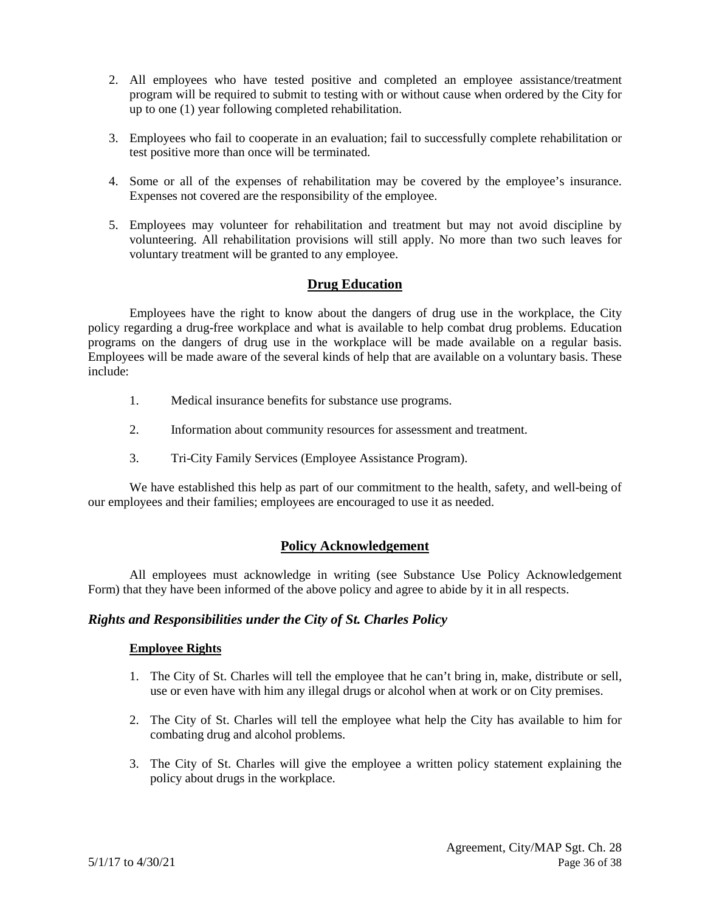2. All employees who have tested positive and completed an employee assistance/treatment program will be required to submit to testing with or without cause when ordered by the City for up to one (1) year following completed rehabilitation.

3. Employees who fail to cooperate in an evaluation; fail to successfully complete rehabilitation or test positive more than once will be terminated.

4. Some or all of the expenses of rehabilitation may be covered by the employee's insurance. Expenses not covered are the responsibility of the employee.

5. Employees may volunteer for rehabilitation and treatment but may not avoid discipline by volunteering. All rehabilitation provisions will still apply. No more than two such leaves for voluntary treatment will be granted to any employee.

## Drug Education

Employees have the right to know about the dangers of drug use in the workplace, the City policy regarding a drug-free workplace and what is available to help combat drug problems. Education programs on the dangers of drug use in the workplace will be made available on a regular basis. Employees will be made aware of the several kinds of help that are available on a voluntary basis. These include:

1. Medical insurance benefits for substance use programs.

2. Information about community resources for assessment and treatment.

3. Tri-City Family Services (Employee Assistance Program).

We have established this help as part of our commitment to the health, safety, and well-being of our employees and their families; employees are encouraged to use it as needed.

## Policy Acknowledgement

All employees must acknowledge in writing (see Substance Use Policy Acknowledgement Form) that they have been informed of the above policy and agree to abide by it in all respects.

### *Rights and Responsibilities under the City of St. Charles Policy*

#### Employee Rights

1. The City of St. Charles will tell the employee that he can't bring in, make, distribute or sell, use or even have with him any illegal drugs or alcohol when at work or on City premises.

2. The City of St. Charles will tell the employee what help the City has available to him for combating drug and alcohol problems.

3. The City of St. Charles will give the employee a written policy statement explaining the policy about drugs in the workplace.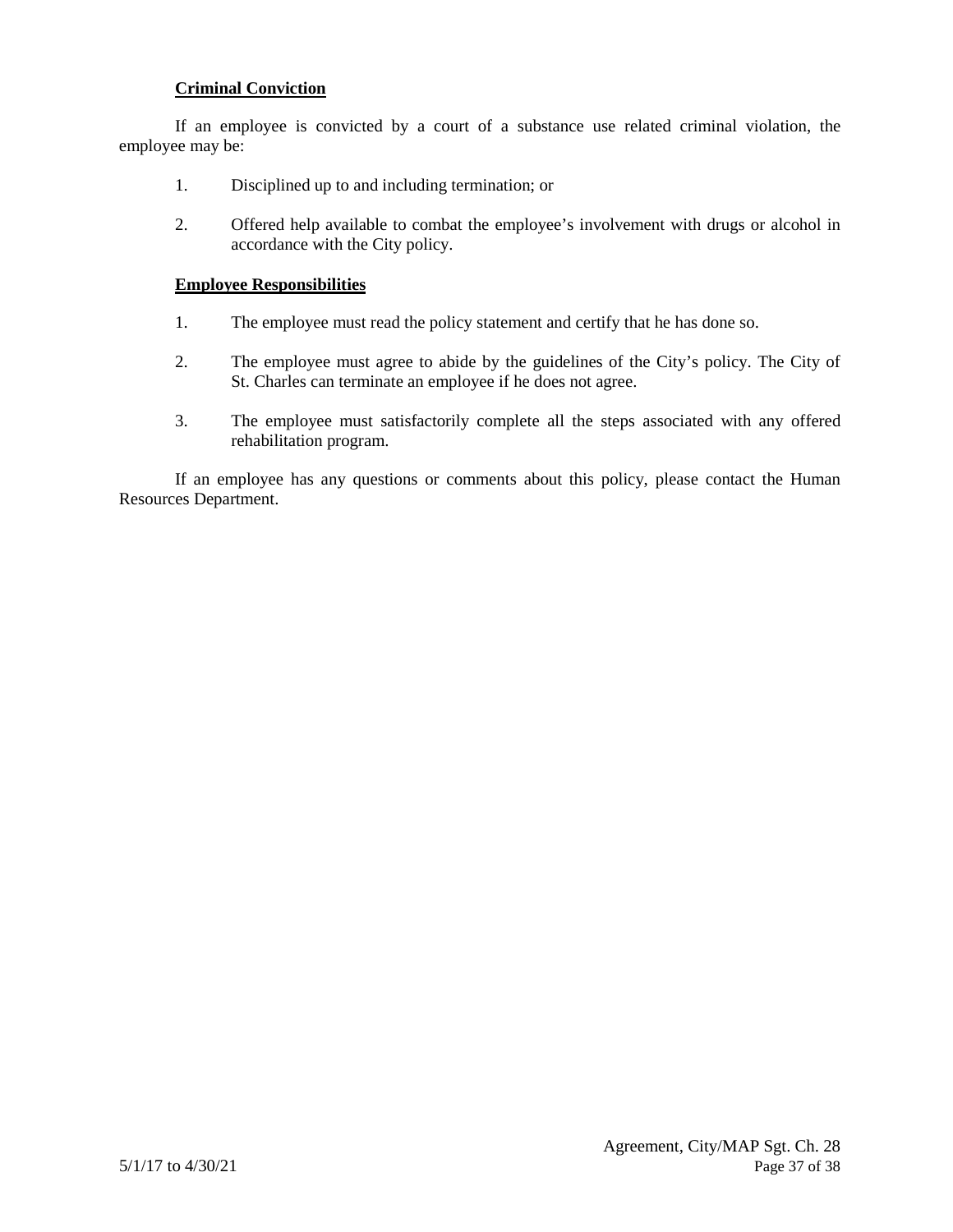**Criminal Conviction**

If an employee is convicted by a court of a substance use related criminal violation, the employee may be:

1. Disciplined up to and including termination; or

2. Offered help available to combat the employee's involvement with drugs or alcohol in accordance with the City policy.

**Employee Responsibilities**

1. The employee must read the policy statement and certify that he has done so.

2. The employee must agree to abide by the guidelines of the City's policy. The City of St. Charles can terminate an employee if he does not agree.

3. The employee must satisfactorily complete all the steps associated with any offered rehabilitation program.

If an employee has any questions or comments about this policy, please contact the Human Resources Department.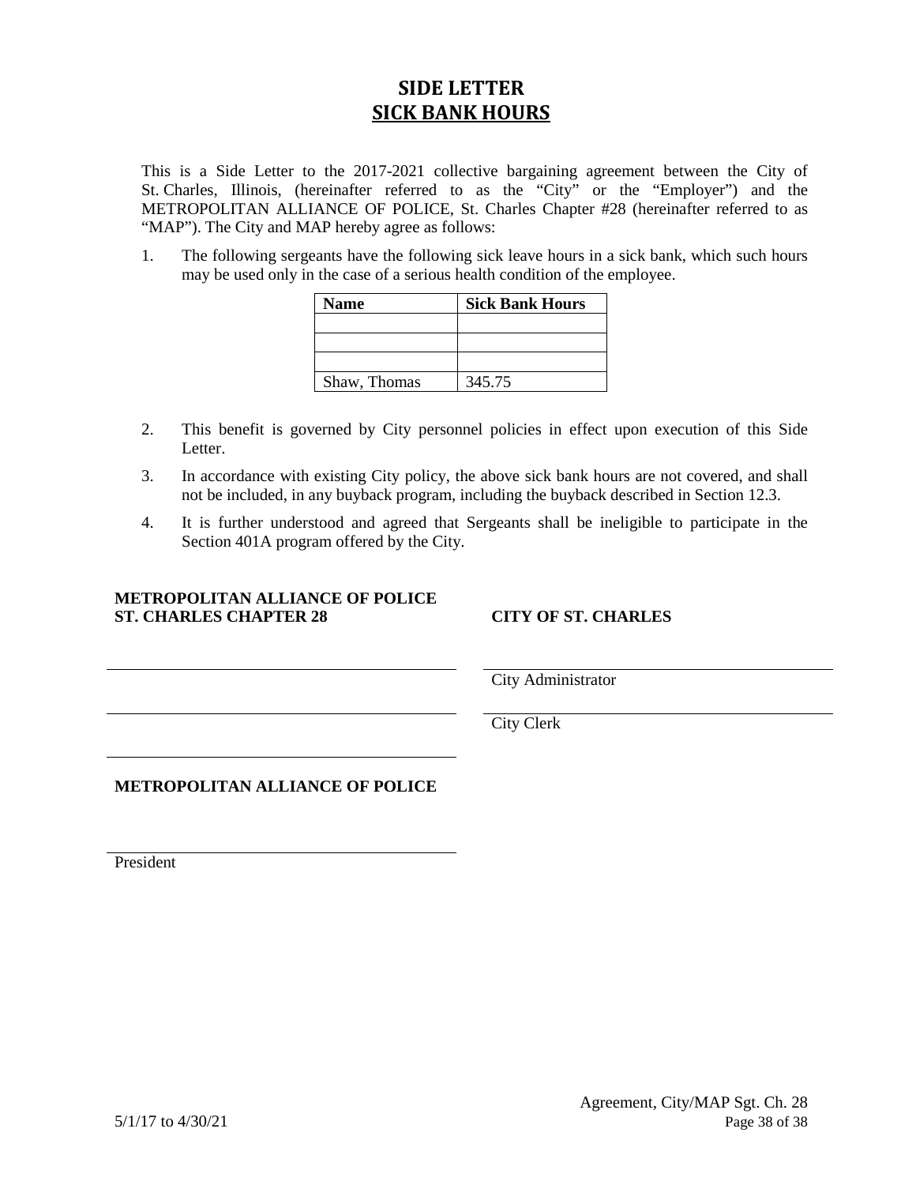# SIDE LETTER
## SICK BANK HOURS

This is a Side Letter to the 2017-2021 collective bargaining agreement between the City of St. Charles, Illinois, (hereinafter referred to as the "City" or the "Employer") and the METROPOLITAN ALLIANCE OF POLICE, St. Charles Chapter #28 (hereinafter referred to as "MAP"). The City and MAP hereby agree as follows:

1. The following sergeants have the following sick leave hours in a sick bank, which such hours may be used only in the case of a serious health condition of the employee.

| Name | Sick Bank Hours |
|---|---|
| | |
| | |
| | |
| Shaw, Thomas | 345.75 |

2. This benefit is governed by City personnel policies in effect upon execution of this Side Letter.
3. In accordance with existing City policy, the above sick bank hours are not covered, and shall not be included, in any buyback program, including the buyback described in Section 12.3.
4. It is further understood and agreed that Sergeants shall be ineligible to participate in the Section 401A program offered by the City.

**METROPOLITAN ALLIANCE OF POLICE**
**ST. CHARLES CHAPTER 28**

**CITY OF ST. CHARLES**

City Administrator

City Clerk

**METROPOLITAN ALLIANCE OF POLICE**

President